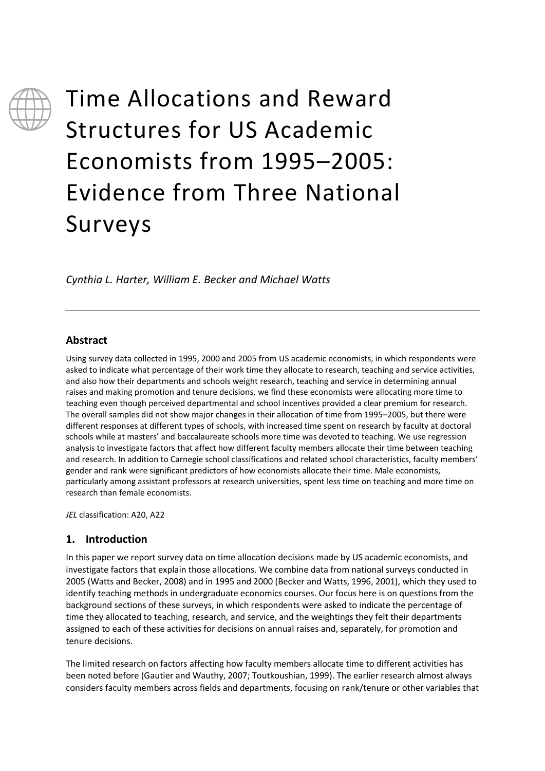# Time Allocations and Reward Structures for US Academic Economists from 1995–2005: Evidence from Three National Surveys

*Cynthia L. Harter, William E. Becker and Michael Watts*

---

## Abstract

Using survey data collected in 1995, 2000 and 2005 from US academic economists, in which respondents were asked to indicate what percentage of their work time they allocate to research, teaching and service activities, and also how their departments and schools weight research, teaching and service in determining annual raises and making promotion and tenure decisions, we find these economists were allocating more time to teaching even though perceived departmental and school incentives provided a clear premium for research. The overall samples did not show major changes in their allocation of time from 1995–2005, but there were different responses at different types of schools, with increased time spent on research by faculty at doctoral schools while at masters' and baccalaureate schools more time was devoted to teaching. We use regression analysis to investigate factors that affect how different faculty members allocate their time between teaching and research. In addition to Carnegie school classifications and related school characteristics, faculty members' gender and rank were significant predictors of how economists allocate their time. Male economists, particularly among assistant professors at research universities, spent less time on teaching and more time on research than female economists.

*JEL* classification: A20, A22

## 1. Introduction

In this paper we report survey data on time allocation decisions made by US academic economists, and investigate factors that explain those allocations. We combine data from national surveys conducted in 2005 (Watts and Becker, 2008) and in 1995 and 2000 (Becker and Watts, 1996, 2001), which they used to identify teaching methods in undergraduate economics courses. Our focus here is on questions from the background sections of these surveys, in which respondents were asked to indicate the percentage of time they allocated to teaching, research, and service, and the weightings they felt their departments assigned to each of these activities for decisions on annual raises and, separately, for promotion and tenure decisions.

The limited research on factors affecting how faculty members allocate time to different activities has been noted before (Gautier and Wauthy, 2007; Toutkoushian, 1999). The earlier research almost always considers faculty members across fields and departments, focusing on rank/tenure or other variables that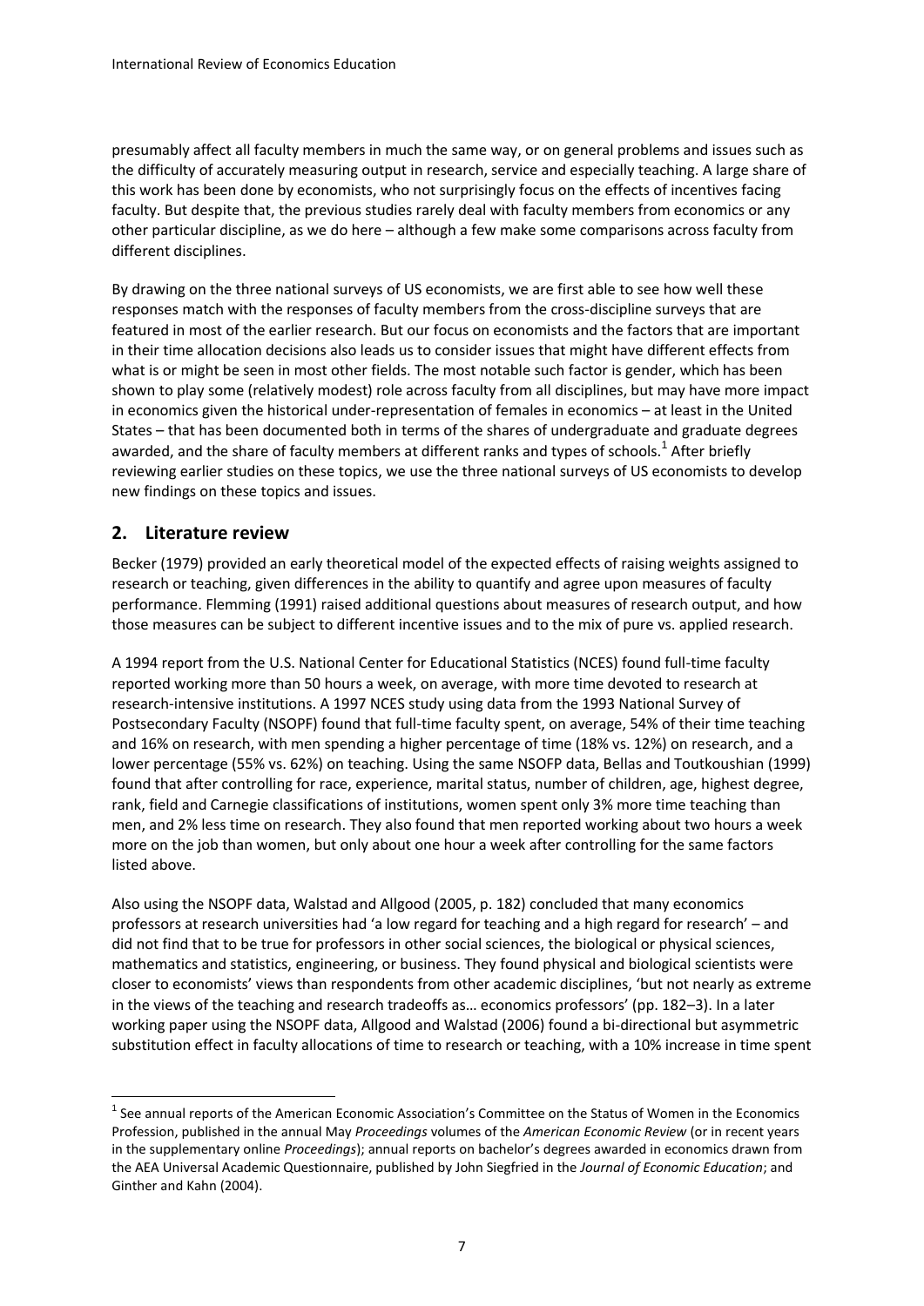presumably affect all faculty members in much the same way, or on general problems and issues such as the difficulty of accurately measuring output in research, service and especially teaching. A large share of this work has been done by economists, who not surprisingly focus on the effects of incentives facing faculty. But despite that, the previous studies rarely deal with faculty members from economics or any other particular discipline, as we do here – although a few make some comparisons across faculty from different disciplines.

By drawing on the three national surveys of US economists, we are first able to see how well these responses match with the responses of faculty members from the cross-discipline surveys that are featured in most of the earlier research. But our focus on economists and the factors that are important in their time allocation decisions also leads us to consider issues that might have different effects from what is or might be seen in most other fields. The most notable such factor is gender, which has been shown to play some (relatively modest) role across faculty from all disciplines, but may have more impact in economics given the historical under-representation of females in economics – at least in the United States – that has been documented both in terms of the shares of undergraduate and graduate degrees awarded, and the share of faculty members at different ranks and types of schools.[1] After briefly reviewing earlier studies on these topics, we use the three national surveys of US economists to develop new findings on these topics and issues.

## 2. Literature review

Becker (1979) provided an early theoretical model of the expected effects of raising weights assigned to research or teaching, given differences in the ability to quantify and agree upon measures of faculty performance. Flemming (1991) raised additional questions about measures of research output, and how those measures can be subject to different incentive issues and to the mix of pure vs. applied research.

A 1994 report from the U.S. National Center for Educational Statistics (NCES) found full-time faculty reported working more than 50 hours a week, on average, with more time devoted to research at research-intensive institutions. A 1997 NCES study using data from the 1993 National Survey of Postsecondary Faculty (NSOPF) found that full-time faculty spent, on average, 54% of their time teaching and 16% on research, with men spending a higher percentage of time (18% vs. 12%) on research, and a lower percentage (55% vs. 62%) on teaching. Using the same NSOFP data, Bellas and Toutkoushian (1999) found that after controlling for race, experience, marital status, number of children, age, highest degree, rank, field and Carnegie classifications of institutions, women spent only 3% more time teaching than men, and 2% less time on research. They also found that men reported working about two hours a week more on the job than women, but only about one hour a week after controlling for the same factors listed above.

Also using the NSOPF data, Walstad and Allgood (2005, p. 182) concluded that many economics professors at research universities had 'a low regard for teaching and a high regard for research' – and did not find that to be true for professors in other social sciences, the biological or physical sciences, mathematics and statistics, engineering, or business. They found physical and biological scientists were closer to economists' views than respondents from other academic disciplines, 'but not nearly as extreme in the views of the teaching and research tradeoffs as… economics professors' (pp. 182–3). In a later working paper using the NSOPF data, Allgood and Walstad (2006) found a bi-directional but asymmetric substitution effect in faculty allocations of time to research or teaching, with a 10% increase in time spent

[1] See annual reports of the American Economic Association's Committee on the Status of Women in the Economics Profession, published in the annual May *Proceedings* volumes of the *American Economic Review* (or in recent years in the supplementary online *Proceedings*); annual reports on bachelor's degrees awarded in economics drawn from the AEA Universal Academic Questionnaire, published by John Siegfried in the *Journal of Economic Education*; and Ginther and Kahn (2004).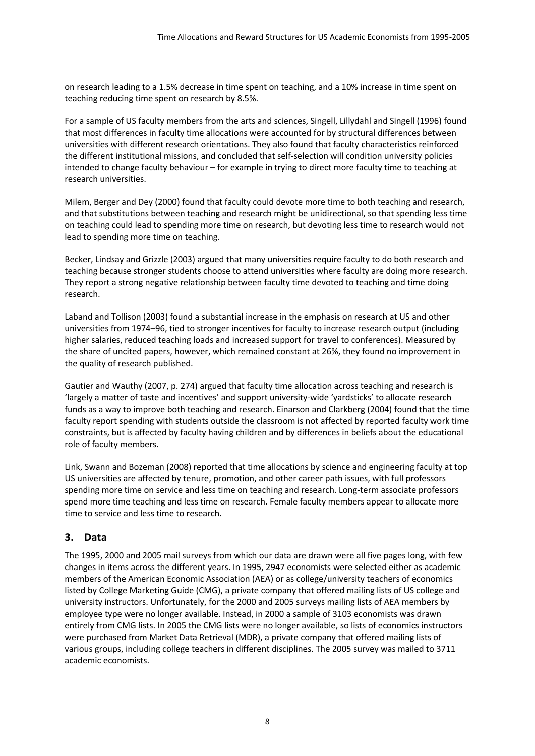on research leading to a 1.5% decrease in time spent on teaching, and a 10% increase in time spent on teaching reducing time spent on research by 8.5%.

For a sample of US faculty members from the arts and sciences, Singell, Lillydahl and Singell (1996) found that most differences in faculty time allocations were accounted for by structural differences between universities with different research orientations. They also found that faculty characteristics reinforced the different institutional missions, and concluded that self-selection will condition university policies intended to change faculty behaviour – for example in trying to direct more faculty time to teaching at research universities.

Milem, Berger and Dey (2000) found that faculty could devote more time to both teaching and research, and that substitutions between teaching and research might be unidirectional, so that spending less time on teaching could lead to spending more time on research, but devoting less time to research would not lead to spending more time on teaching.

Becker, Lindsay and Grizzle (2003) argued that many universities require faculty to do both research and teaching because stronger students choose to attend universities where faculty are doing more research. They report a strong negative relationship between faculty time devoted to teaching and time doing research.

Laband and Tollison (2003) found a substantial increase in the emphasis on research at US and other universities from 1974–96, tied to stronger incentives for faculty to increase research output (including higher salaries, reduced teaching loads and increased support for travel to conferences). Measured by the share of uncited papers, however, which remained constant at 26%, they found no improvement in the quality of research published.

Gautier and Wauthy (2007, p. 274) argued that faculty time allocation across teaching and research is 'largely a matter of taste and incentives' and support university-wide 'yardsticks' to allocate research funds as a way to improve both teaching and research. Einarson and Clarkberg (2004) found that the time faculty report spending with students outside the classroom is not affected by reported faculty work time constraints, but is affected by faculty having children and by differences in beliefs about the educational role of faculty members.

Link, Swann and Bozeman (2008) reported that time allocations by science and engineering faculty at top US universities are affected by tenure, promotion, and other career path issues, with full professors spending more time on service and less time on teaching and research. Long-term associate professors spend more time teaching and less time on research. Female faculty members appear to allocate more time to service and less time to research.

## 3. Data

The 1995, 2000 and 2005 mail surveys from which our data are drawn were all five pages long, with few changes in items across the different years. In 1995, 2947 economists were selected either as academic members of the American Economic Association (AEA) or as college/university teachers of economics listed by College Marketing Guide (CMG), a private company that offered mailing lists of US college and university instructors. Unfortunately, for the 2000 and 2005 surveys mailing lists of AEA members by employee type were no longer available. Instead, in 2000 a sample of 3103 economists was drawn entirely from CMG lists. In 2005 the CMG lists were no longer available, so lists of economics instructors were purchased from Market Data Retrieval (MDR), a private company that offered mailing lists of various groups, including college teachers in different disciplines. The 2005 survey was mailed to 3711 academic economists.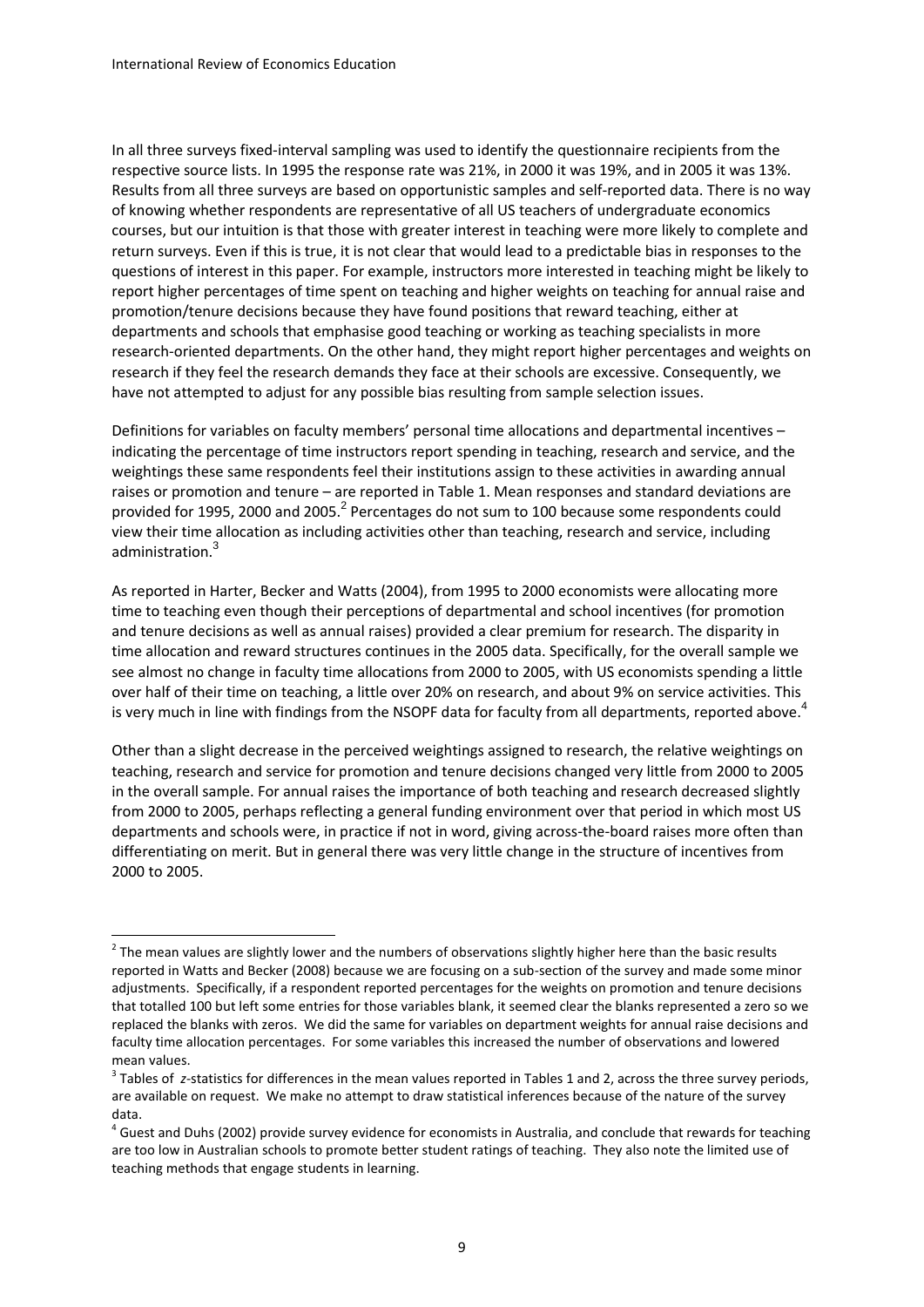In all three surveys fixed-interval sampling was used to identify the questionnaire recipients from the respective source lists. In 1995 the response rate was 21%, in 2000 it was 19%, and in 2005 it was 13%. Results from all three surveys are based on opportunistic samples and self-reported data. There is no way of knowing whether respondents are representative of all US teachers of undergraduate economics courses, but our intuition is that those with greater interest in teaching were more likely to complete and return surveys. Even if this is true, it is not clear that would lead to a predictable bias in responses to the questions of interest in this paper. For example, instructors more interested in teaching might be likely to report higher percentages of time spent on teaching and higher weights on teaching for annual raise and promotion/tenure decisions because they have found positions that reward teaching, either at departments and schools that emphasise good teaching or working as teaching specialists in more research-oriented departments. On the other hand, they might report higher percentages and weights on research if they feel the research demands they face at their schools are excessive. Consequently, we have not attempted to adjust for any possible bias resulting from sample selection issues.

Definitions for variables on faculty members' personal time allocations and departmental incentives – indicating the percentage of time instructors report spending in teaching, research and service, and the weightings these same respondents feel their institutions assign to these activities in awarding annual raises or promotion and tenure – are reported in Table 1. Mean responses and standard deviations are provided for 1995, 2000 and 2005.[2] Percentages do not sum to 100 because some respondents could view their time allocation as including activities other than teaching, research and service, including administration.[3]

As reported in Harter, Becker and Watts (2004), from 1995 to 2000 economists were allocating more time to teaching even though their perceptions of departmental and school incentives (for promotion and tenure decisions as well as annual raises) provided a clear premium for research. The disparity in time allocation and reward structures continues in the 2005 data. Specifically, for the overall sample we see almost no change in faculty time allocations from 2000 to 2005, with US economists spending a little over half of their time on teaching, a little over 20% on research, and about 9% on service activities. This is very much in line with findings from the NSOPF data for faculty from all departments, reported above.[4]

Other than a slight decrease in the perceived weightings assigned to research, the relative weightings on teaching, research and service for promotion and tenure decisions changed very little from 2000 to 2005 in the overall sample. For annual raises the importance of both teaching and research decreased slightly from 2000 to 2005, perhaps reflecting a general funding environment over that period in which most US departments and schools were, in practice if not in word, giving across-the-board raises more often than differentiating on merit. But in general there was very little change in the structure of incentives from 2000 to 2005.

---

[2] The mean values are slightly lower and the numbers of observations slightly higher here than the basic results reported in Watts and Becker (2008) because we are focusing on a sub-section of the survey and made some minor adjustments. Specifically, if a respondent reported percentages for the weights on promotion and tenure decisions that totalled 100 but left some entries for those variables blank, it seemed clear the blanks represented a zero so we replaced the blanks with zeros. We did the same for variables on department weights for annual raise decisions and faculty time allocation percentages. For some variables this increased the number of observations and lowered mean values.

[3] Tables of *z*-statistics for differences in the mean values reported in Tables 1 and 2, across the three survey periods, are available on request. We make no attempt to draw statistical inferences because of the nature of the survey data.

[4] Guest and Duhs (2002) provide survey evidence for economists in Australia, and conclude that rewards for teaching are too low in Australian schools to promote better student ratings of teaching. They also note the limited use of teaching methods that engage students in learning.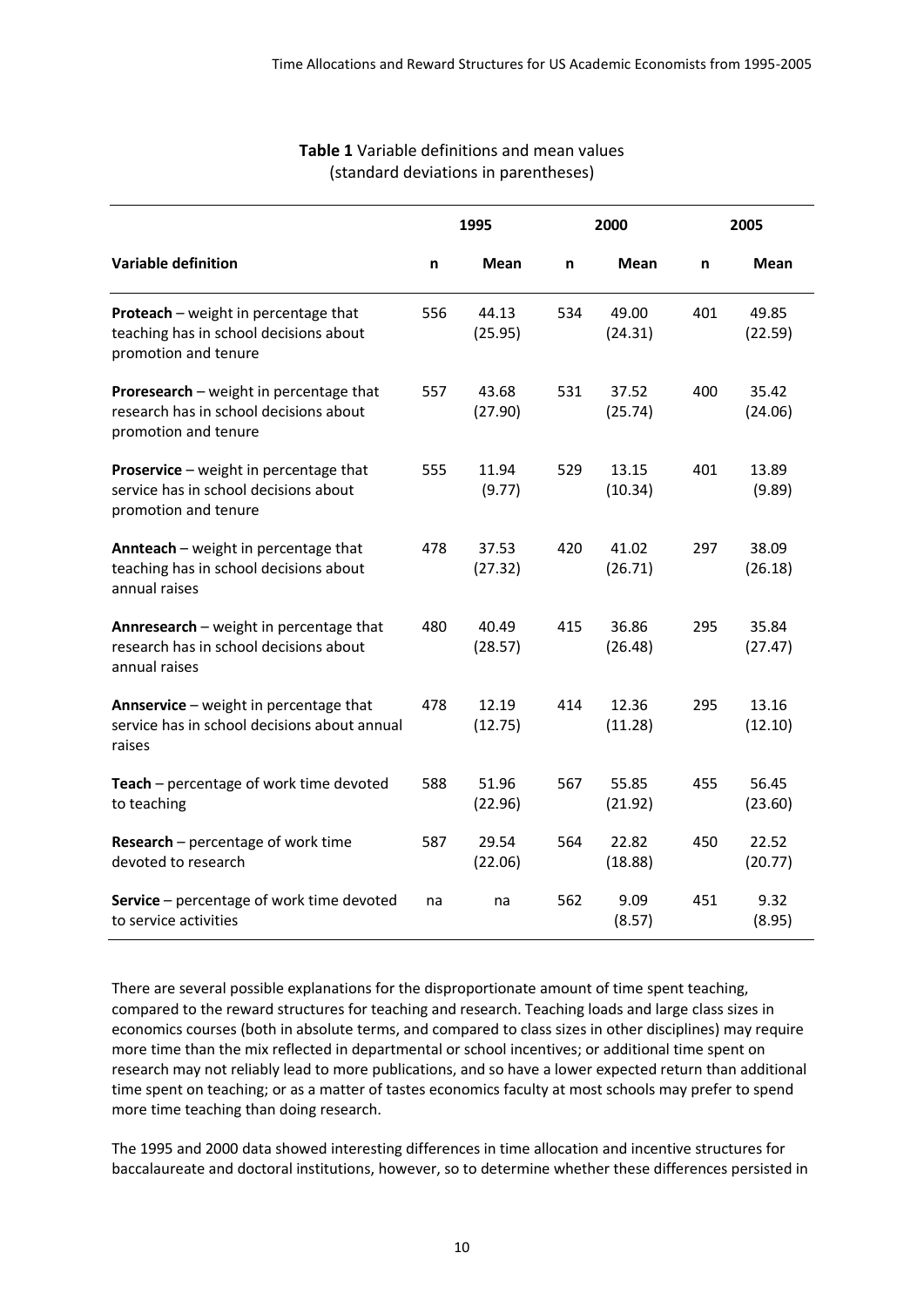**Table 1** Variable definitions and mean values (standard deviations in parentheses)

| | 1995 | | 2000 | | 2005 | |
|---|---|---|---|---|---|---|
| **Variable definition** | **n** | **Mean** | **n** | **Mean** | **n** | **Mean** |
| **Proteach** – weight in percentage that teaching has in school decisions about promotion and tenure | 556 | 44.13 (25.95) | 534 | 49.00 (24.31) | 401 | 49.85 (22.59) |
| **Proresearch** – weight in percentage that research has in school decisions about promotion and tenure | 557 | 43.68 (27.90) | 531 | 37.52 (25.74) | 400 | 35.42 (24.06) |
| **Proservice** – weight in percentage that service has in school decisions about promotion and tenure | 555 | 11.94 (9.77) | 529 | 13.15 (10.34) | 401 | 13.89 (9.89) |
| **Annteach** – weight in percentage that teaching has in school decisions about annual raises | 478 | 37.53 (27.32) | 420 | 41.02 (26.71) | 297 | 38.09 (26.18) |
| **Annresearch** – weight in percentage that research has in school decisions about annual raises | 480 | 40.49 (28.57) | 415 | 36.86 (26.48) | 295 | 35.84 (27.47) |
| **Annservice** – weight in percentage that service has in school decisions about annual raises | 478 | 12.19 (12.75) | 414 | 12.36 (11.28) | 295 | 13.16 (12.10) |
| **Teach** – percentage of work time devoted to teaching | 588 | 51.96 (22.96) | 567 | 55.85 (21.92) | 455 | 56.45 (23.60) |
| **Research** – percentage of work time devoted to research | 587 | 29.54 (22.06) | 564 | 22.82 (18.88) | 450 | 22.52 (20.77) |
| **Service** – percentage of work time devoted to service activities | na | na | 562 | 9.09 (8.57) | 451 | 9.32 (8.95) |

There are several possible explanations for the disproportionate amount of time spent teaching, compared to the reward structures for teaching and research. Teaching loads and large class sizes in economics courses (both in absolute terms, and compared to class sizes in other disciplines) may require more time than the mix reflected in departmental or school incentives; or additional time spent on research may not reliably lead to more publications, and so have a lower expected return than additional time spent on teaching; or as a matter of tastes economics faculty at most schools may prefer to spend more time teaching than doing research.

The 1995 and 2000 data showed interesting differences in time allocation and incentive structures for baccalaureate and doctoral institutions, however, so to determine whether these differences persisted in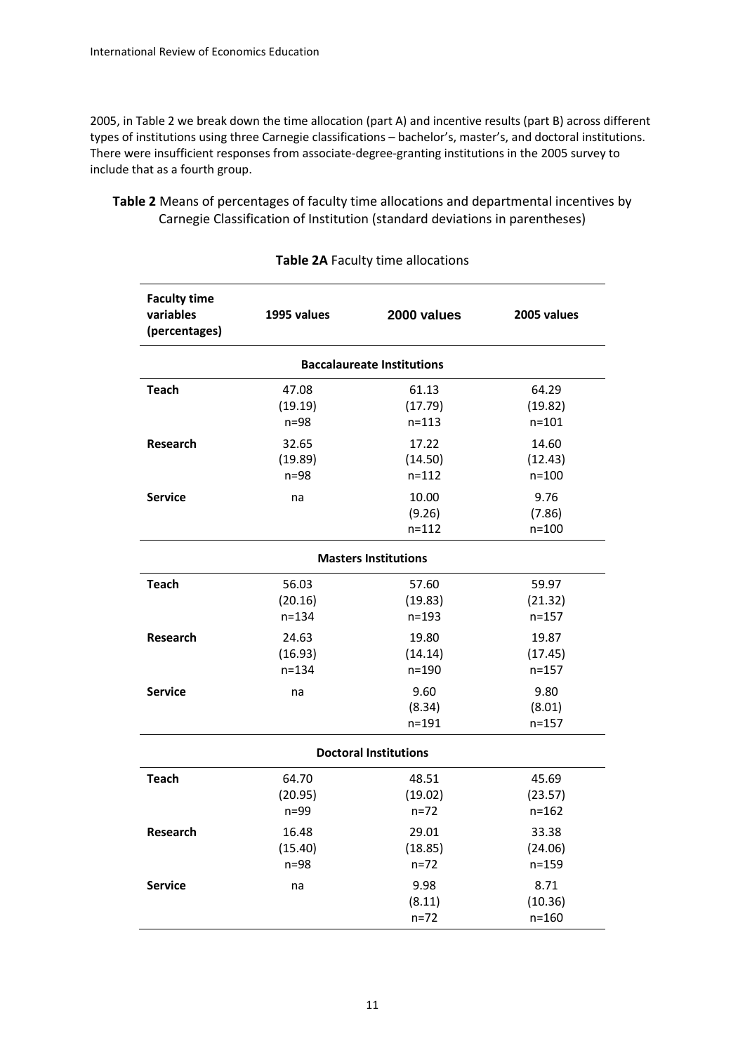2005, in Table 2 we break down the time allocation (part A) and incentive results (part B) across different types of institutions using three Carnegie classifications – bachelor's, master's, and doctoral institutions. There were insufficient responses from associate-degree-granting institutions in the 2005 survey to include that as a fourth group.

**Table 2** Means of percentages of faculty time allocations and departmental incentives by Carnegie Classification of Institution (standard deviations in parentheses)

**Table 2A** Faculty time allocations

| Faculty time variables (percentages) | 1995 values | 2000 values | 2005 values |
|---|---|---|---|
| **Baccalaureate Institutions** | | | |
| **Teach** | 47.08<br>(19.19)<br>n=98 | 61.13<br>(17.79)<br>n=113 | 64.29<br>(19.82)<br>n=101 |
| **Research** | 32.65<br>(19.89)<br>n=98 | 17.22<br>(14.50)<br>n=112 | 14.60<br>(12.43)<br>n=100 |
| **Service** | na | 10.00<br>(9.26)<br>n=112 | 9.76<br>(7.86)<br>n=100 |
| **Masters Institutions** | | | |
| **Teach** | 56.03<br>(20.16)<br>n=134 | 57.60<br>(19.83)<br>n=193 | 59.97<br>(21.32)<br>n=157 |
| **Research** | 24.63<br>(16.93)<br>n=134 | 19.80<br>(14.14)<br>n=190 | 19.87<br>(17.45)<br>n=157 |
| **Service** | na | 9.60<br>(8.34)<br>n=191 | 9.80<br>(8.01)<br>n=157 |
| **Doctoral Institutions** | | | |
| **Teach** | 64.70<br>(20.95)<br>n=99 | 48.51<br>(19.02)<br>n=72 | 45.69<br>(23.57)<br>n=162 |
| **Research** | 16.48<br>(15.40)<br>n=98 | 29.01<br>(18.85)<br>n=72 | 33.38<br>(24.06)<br>n=159 |
| **Service** | na | 9.98<br>(8.11)<br>n=72 | 8.71<br>(10.36)<br>n=160 |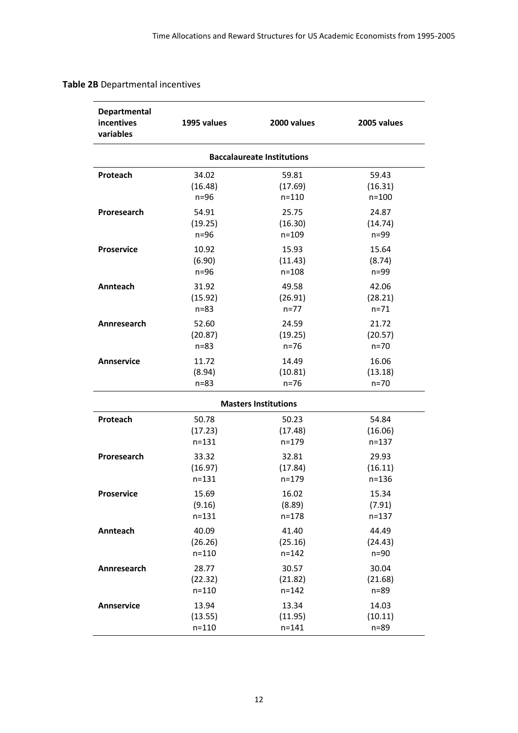**Table 2B** Departmental incentives

| Departmental incentives variables | 1995 values | 2000 values | 2005 values |
|---|---|---|---|
| **Baccalaureate Institutions** | | | |
| **Proteach** | 34.02<br>(16.48)<br>n=96 | 59.81<br>(17.69)<br>n=110 | 59.43<br>(16.31)<br>n=100 |
| **Proresearch** | 54.91<br>(19.25)<br>n=96 | 25.75<br>(16.30)<br>n=109 | 24.87<br>(14.74)<br>n=99 |
| **Proservice** | 10.92<br>(6.90)<br>n=96 | 15.93<br>(11.43)<br>n=108 | 15.64<br>(8.74)<br>n=99 |
| **Annteach** | 31.92<br>(15.92)<br>n=83 | 49.58<br>(26.91)<br>n=77 | 42.06<br>(28.21)<br>n=71 |
| **Annresearch** | 52.60<br>(20.87)<br>n=83 | 24.59<br>(19.25)<br>n=76 | 21.72<br>(20.57)<br>n=70 |
| **Annservice** | 11.72<br>(8.94)<br>n=83 | 14.49<br>(10.81)<br>n=76 | 16.06<br>(13.18)<br>n=70 |
| **Masters Institutions** | | | |
| **Proteach** | 50.78<br>(17.23)<br>n=131 | 50.23<br>(17.48)<br>n=179 | 54.84<br>(16.06)<br>n=137 |
| **Proresearch** | 33.32<br>(16.97)<br>n=131 | 32.81<br>(17.84)<br>n=179 | 29.93<br>(16.11)<br>n=136 |
| **Proservice** | 15.69<br>(9.16)<br>n=131 | 16.02<br>(8.89)<br>n=178 | 15.34<br>(7.91)<br>n=137 |
| **Annteach** | 40.09<br>(26.26)<br>n=110 | 41.40<br>(25.16)<br>n=142 | 44.49<br>(24.43)<br>n=90 |
| **Annresearch** | 28.77<br>(22.32)<br>n=110 | 30.57<br>(21.82)<br>n=142 | 30.04<br>(21.68)<br>n=89 |
| **Annservice** | 13.94<br>(13.55)<br>n=110 | 13.34<br>(11.95)<br>n=141 | 14.03<br>(10.11)<br>n=89 |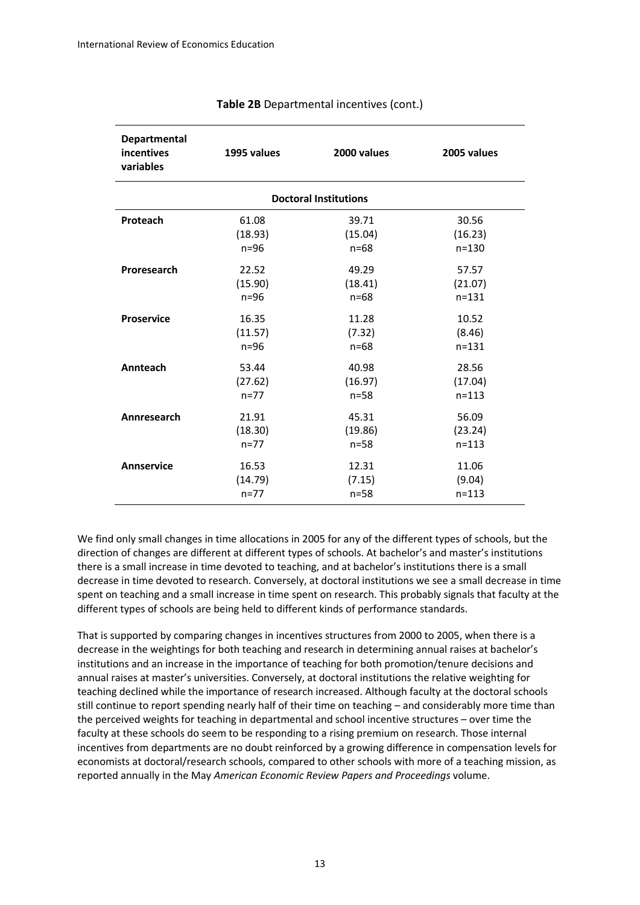**Table 2B** Departmental incentives (cont.)

| Departmental incentives variables | 1995 values | 2000 values | 2005 values |
|---|---|---|---|
| | **Doctoral Institutions** | | |
| **Proteach** | 61.08<br>(18.93)<br>n=96 | 39.71<br>(15.04)<br>n=68 | 30.56<br>(16.23)<br>n=130 |
| **Proresearch** | 22.52<br>(15.90)<br>n=96 | 49.29<br>(18.41)<br>n=68 | 57.57<br>(21.07)<br>n=131 |
| **Proservice** | 16.35<br>(11.57)<br>n=96 | 11.28<br>(7.32)<br>n=68 | 10.52<br>(8.46)<br>n=131 |
| **Annteach** | 53.44<br>(27.62)<br>n=77 | 40.98<br>(16.97)<br>n=58 | 28.56<br>(17.04)<br>n=113 |
| **Annresearch** | 21.91<br>(18.30)<br>n=77 | 45.31<br>(19.86)<br>n=58 | 56.09<br>(23.24)<br>n=113 |
| **Annservice** | 16.53<br>(14.79)<br>n=77 | 12.31<br>(7.15)<br>n=58 | 11.06<br>(9.04)<br>n=113 |

We find only small changes in time allocations in 2005 for any of the different types of schools, but the direction of changes are different at different types of schools. At bachelor's and master's institutions there is a small increase in time devoted to teaching, and at bachelor's institutions there is a small decrease in time devoted to research. Conversely, at doctoral institutions we see a small decrease in time spent on teaching and a small increase in time spent on research. This probably signals that faculty at the different types of schools are being held to different kinds of performance standards.

That is supported by comparing changes in incentives structures from 2000 to 2005, when there is a decrease in the weightings for both teaching and research in determining annual raises at bachelor's institutions and an increase in the importance of teaching for both promotion/tenure decisions and annual raises at master's universities. Conversely, at doctoral institutions the relative weighting for teaching declined while the importance of research increased. Although faculty at the doctoral schools still continue to report spending nearly half of their time on teaching – and considerably more time than the perceived weights for teaching in departmental and school incentive structures – over time the faculty at these schools do seem to be responding to a rising premium on research. Those internal incentives from departments are no doubt reinforced by a growing difference in compensation levels for economists at doctoral/research schools, compared to other schools with more of a teaching mission, as reported annually in the May *American Economic Review Papers and Proceedings* volume.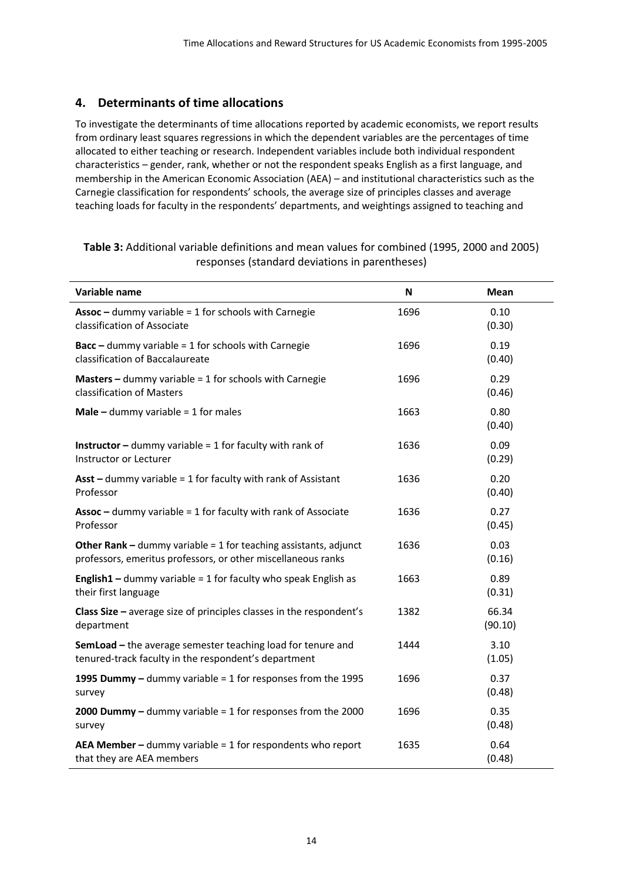## 4. Determinants of time allocations

To investigate the determinants of time allocations reported by academic economists, we report results from ordinary least squares regressions in which the dependent variables are the percentages of time allocated to either teaching or research. Independent variables include both individual respondent characteristics – gender, rank, whether or not the respondent speaks English as a first language, and membership in the American Economic Association (AEA) – and institutional characteristics such as the Carnegie classification for respondents' schools, the average size of principles classes and average teaching loads for faculty in the respondents' departments, and weightings assigned to teaching and

**Table 3:** Additional variable definitions and mean values for combined (1995, 2000 and 2005) responses (standard deviations in parentheses)

| Variable name | N | Mean |
|---|---|---|
| **Assoc –** dummy variable = 1 for schools with Carnegie classification of Associate | 1696 | 0.10 (0.30) |
| **Bacc –** dummy variable = 1 for schools with Carnegie classification of Baccalaureate | 1696 | 0.19 (0.40) |
| **Masters –** dummy variable = 1 for schools with Carnegie classification of Masters | 1696 | 0.29 (0.46) |
| **Male –** dummy variable = 1 for males | 1663 | 0.80 (0.40) |
| **Instructor –** dummy variable = 1 for faculty with rank of Instructor or Lecturer | 1636 | 0.09 (0.29) |
| **Asst –** dummy variable = 1 for faculty with rank of Assistant Professor | 1636 | 0.20 (0.40) |
| **Assoc –** dummy variable = 1 for faculty with rank of Associate Professor | 1636 | 0.27 (0.45) |
| **Other Rank –** dummy variable = 1 for teaching assistants, adjunct professors, emeritus professors, or other miscellaneous ranks | 1636 | 0.03 (0.16) |
| **English1 –** dummy variable = 1 for faculty who speak English as their first language | 1663 | 0.89 (0.31) |
| **Class Size –** average size of principles classes in the respondent's department | 1382 | 66.34 (90.10) |
| **SemLoad –** the average semester teaching load for tenure and tenured-track faculty in the respondent's department | 1444 | 3.10 (1.05) |
| **1995 Dummy –** dummy variable = 1 for responses from the 1995 survey | 1696 | 0.37 (0.48) |
| **2000 Dummy –** dummy variable = 1 for responses from the 2000 survey | 1696 | 0.35 (0.48) |
| **AEA Member –** dummy variable = 1 for respondents who report that they are AEA members | 1635 | 0.64 (0.48) |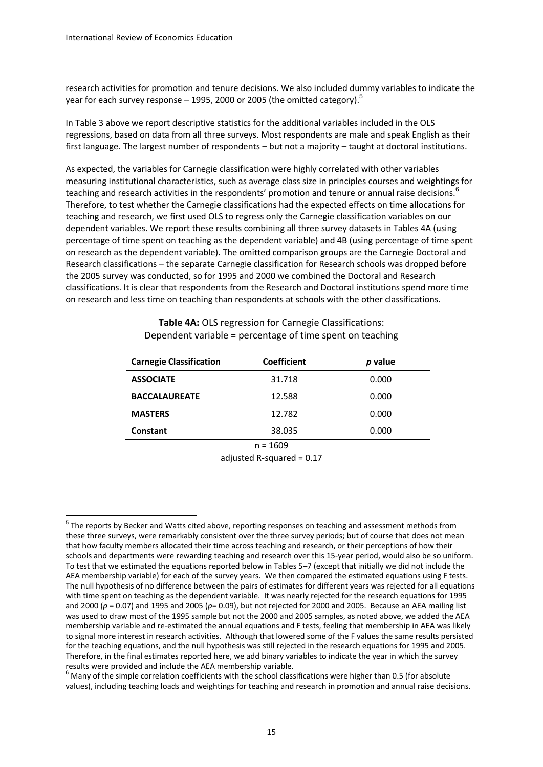research activities for promotion and tenure decisions. We also included dummy variables to indicate the year for each survey response – 1995, 2000 or 2005 (the omitted category).[5]

In Table 3 above we report descriptive statistics for the additional variables included in the OLS regressions, based on data from all three surveys. Most respondents are male and speak English as their first language. The largest number of respondents – but not a majority – taught at doctoral institutions.

As expected, the variables for Carnegie classification were highly correlated with other variables measuring institutional characteristics, such as average class size in principles courses and weightings for teaching and research activities in the respondents' promotion and tenure or annual raise decisions.[6] Therefore, to test whether the Carnegie classifications had the expected effects on time allocations for teaching and research, we first used OLS to regress only the Carnegie classification variables on our dependent variables. We report these results combining all three survey datasets in Tables 4A (using percentage of time spent on teaching as the dependent variable) and 4B (using percentage of time spent on research as the dependent variable). The omitted comparison groups are the Carnegie Doctoral and Research classifications – the separate Carnegie classification for Research schools was dropped before the 2005 survey was conducted, so for 1995 and 2000 we combined the Doctoral and Research classifications. It is clear that respondents from the Research and Doctoral institutions spend more time on research and less time on teaching than respondents at schools with the other classifications.

**Table 4A:** OLS regression for Carnegie Classifications: Dependent variable = percentage of time spent on teaching

| **Carnegie Classification** | **Coefficient** | ***p* value** |
|---|---|---|
| **ASSOCIATE** | 31.718 | 0.000 |
| **BACCALAUREATE** | 12.588 | 0.000 |
| **MASTERS** | 12.782 | 0.000 |
| **Constant** | 38.035 | 0.000 |

n = 1609

adjusted R-squared = 0.17

---

[5] The reports by Becker and Watts cited above, reporting responses on teaching and assessment methods from these three surveys, were remarkably consistent over the three survey periods; but of course that does not mean that how faculty members allocated their time across teaching and research, or their perceptions of how their schools and departments were rewarding teaching and research over this 15-year period, would also be so uniform. To test that we estimated the equations reported below in Tables 5–7 (except that initially we did not include the AEA membership variable) for each of the survey years. We then compared the estimated equations using F tests. The null hypothesis of no difference between the pairs of estimates for different years was rejected for all equations with time spent on teaching as the dependent variable. It was nearly rejected for the research equations for 1995 and 2000 ($p = 0.07$) and 1995 and 2005 ($p = 0.09$), but not rejected for 2000 and 2005. Because an AEA mailing list was used to draw most of the 1995 sample but not the 2000 and 2005 samples, as noted above, we added the AEA membership variable and re-estimated the annual equations and F tests, feeling that membership in AEA was likely to signal more interest in research activities. Although that lowered some of the F values the same results persisted for the teaching equations, and the null hypothesis was still rejected in the research equations for 1995 and 2005. Therefore, in the final estimates reported here, we add binary variables to indicate the year in which the survey results were provided and include the AEA membership variable.

[6] Many of the simple correlation coefficients with the school classifications were higher than 0.5 (for absolute values), including teaching loads and weightings for teaching and research in promotion and annual raise decisions.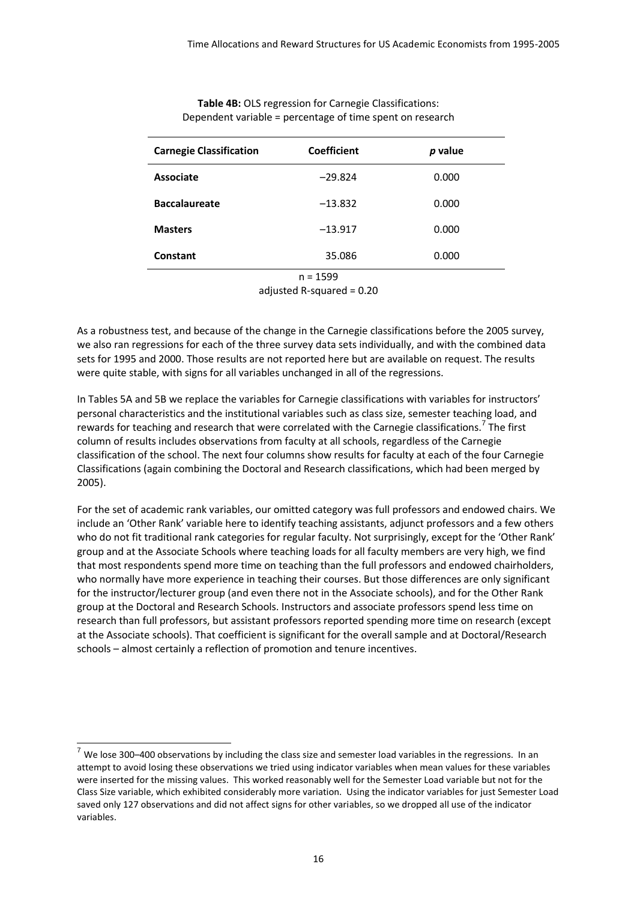**Table 4B:** OLS regression for Carnegie Classifications: Dependent variable = percentage of time spent on research

| Carnegie Classification | Coefficient | *p* value |
|---|---|---|
| **Associate** | –29.824 | 0.000 |
| **Baccalaureate** | –13.832 | 0.000 |
| **Masters** | –13.917 | 0.000 |
| **Constant** | 35.086 | 0.000 |

n = 1599

adjusted R-squared = 0.20

As a robustness test, and because of the change in the Carnegie classifications before the 2005 survey, we also ran regressions for each of the three survey data sets individually, and with the combined data sets for 1995 and 2000. Those results are not reported here but are available on request. The results were quite stable, with signs for all variables unchanged in all of the regressions.

In Tables 5A and 5B we replace the variables for Carnegie classifications with variables for instructors' personal characteristics and the institutional variables such as class size, semester teaching load, and rewards for teaching and research that were correlated with the Carnegie classifications.[7] The first column of results includes observations from faculty at all schools, regardless of the Carnegie classification of the school. The next four columns show results for faculty at each of the four Carnegie Classifications (again combining the Doctoral and Research classifications, which had been merged by 2005).

For the set of academic rank variables, our omitted category was full professors and endowed chairs. We include an 'Other Rank' variable here to identify teaching assistants, adjunct professors and a few others who do not fit traditional rank categories for regular faculty. Not surprisingly, except for the 'Other Rank' group and at the Associate Schools where teaching loads for all faculty members are very high, we find that most respondents spend more time on teaching than the full professors and endowed chairholders, who normally have more experience in teaching their courses. But those differences are only significant for the instructor/lecturer group (and even there not in the Associate schools), and for the Other Rank group at the Doctoral and Research Schools. Instructors and associate professors spend less time on research than full professors, but assistant professors reported spending more time on research (except at the Associate schools). That coefficient is significant for the overall sample and at Doctoral/Research schools – almost certainly a reflection of promotion and tenure incentives.

[7] We lose 300–400 observations by including the class size and semester load variables in the regressions. In an attempt to avoid losing these observations we tried using indicator variables when mean values for these variables were inserted for the missing values. This worked reasonably well for the Semester Load variable but not for the Class Size variable, which exhibited considerably more variation. Using the indicator variables for just Semester Load saved only 127 observations and did not affect signs for other variables, so we dropped all use of the indicator variables.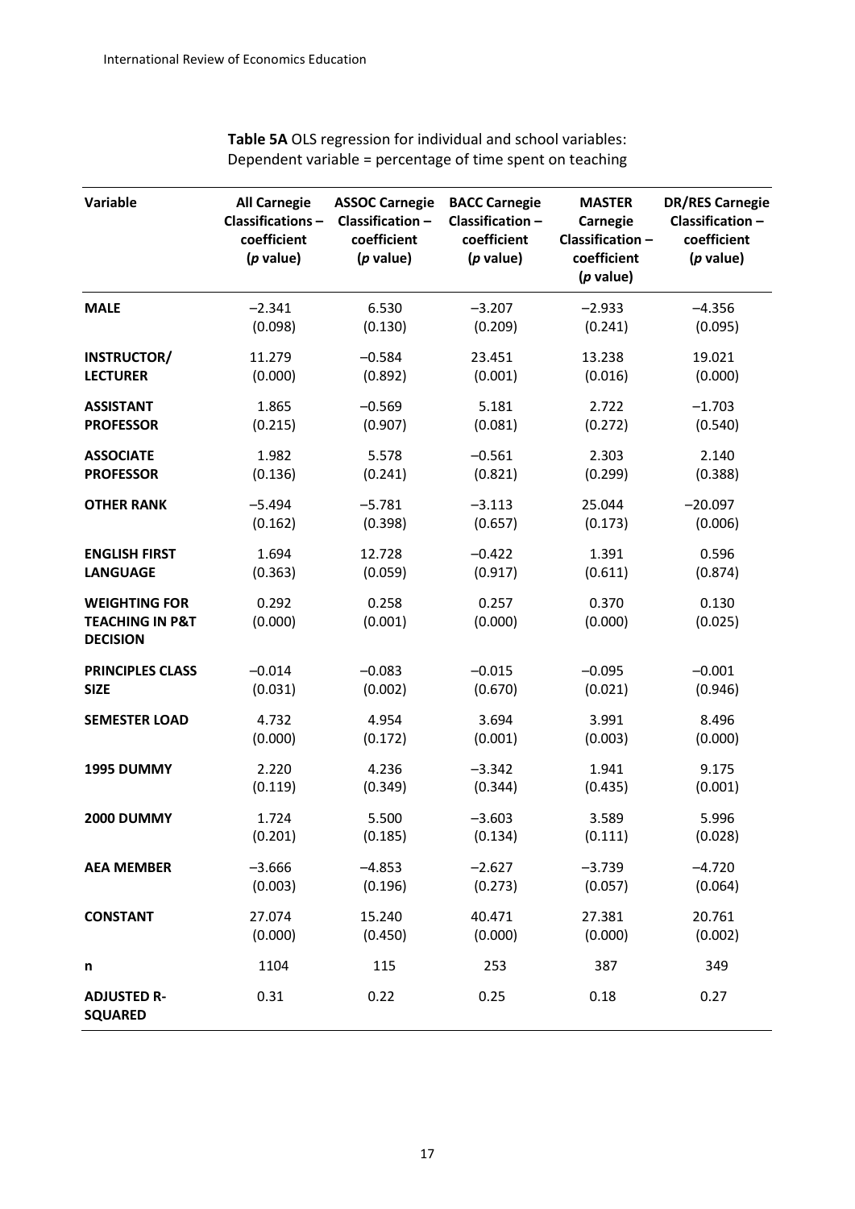**Table 5A** OLS regression for individual and school variables: Dependent variable = percentage of time spent on teaching

| Variable | All Carnegie Classifications – coefficient (*p* value) | ASSOC Carnegie Classification – coefficient (*p* value) | BACC Carnegie Classification – coefficient (*p* value) | MASTER Carnegie Classification – coefficient (*p* value) | DR/RES Carnegie Classification – coefficient (*p* value) |
|---|---|---|---|---|---|
| **MALE** | –2.341 (0.098) | 6.530 (0.130) | –3.207 (0.209) | –2.933 (0.241) | –4.356 (0.095) |
| **INSTRUCTOR/ LECTURER** | 11.279 (0.000) | –0.584 (0.892) | 23.451 (0.001) | 13.238 (0.016) | 19.021 (0.000) |
| **ASSISTANT PROFESSOR** | 1.865 (0.215) | –0.569 (0.907) | 5.181 (0.081) | 2.722 (0.272) | –1.703 (0.540) |
| **ASSOCIATE PROFESSOR** | 1.982 (0.136) | 5.578 (0.241) | –0.561 (0.821) | 2.303 (0.299) | 2.140 (0.388) |
| **OTHER RANK** | –5.494 (0.162) | –5.781 (0.398) | –3.113 (0.657) | 25.044 (0.173) | –20.097 (0.006) |
| **ENGLISH FIRST LANGUAGE** | 1.694 (0.363) | 12.728 (0.059) | –0.422 (0.917) | 1.391 (0.611) | 0.596 (0.874) |
| **WEIGHTING FOR TEACHING IN P&T DECISION** | 0.292 (0.000) | 0.258 (0.001) | 0.257 (0.000) | 0.370 (0.000) | 0.130 (0.025) |
| **PRINCIPLES CLASS SIZE** | –0.014 (0.031) | –0.083 (0.002) | –0.015 (0.670) | –0.095 (0.021) | –0.001 (0.946) |
| **SEMESTER LOAD** | 4.732 (0.000) | 4.954 (0.172) | 3.694 (0.001) | 3.991 (0.003) | 8.496 (0.000) |
| **1995 DUMMY** | 2.220 (0.119) | 4.236 (0.349) | –3.342 (0.344) | 1.941 (0.435) | 9.175 (0.001) |
| **2000 DUMMY** | 1.724 (0.201) | 5.500 (0.185) | –3.603 (0.134) | 3.589 (0.111) | 5.996 (0.028) |
| **AEA MEMBER** | –3.666 (0.003) | –4.853 (0.196) | –2.627 (0.273) | –3.739 (0.057) | –4.720 (0.064) |
| **CONSTANT** | 27.074 (0.000) | 15.240 (0.450) | 40.471 (0.000) | 27.381 (0.000) | 20.761 (0.002) |
| **n** | 1104 | 115 | 253 | 387 | 349 |
| **ADJUSTED R-SQUARED** | 0.31 | 0.22 | 0.25 | 0.18 | 0.27 |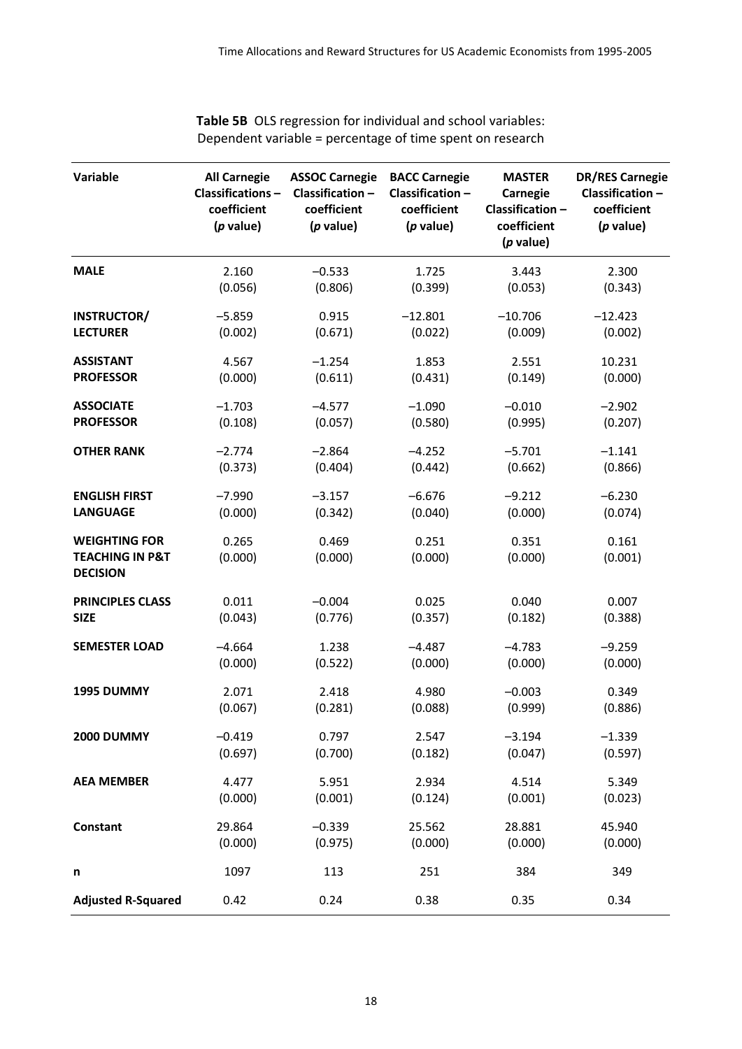**Table 5B** OLS regression for individual and school variables: Dependent variable = percentage of time spent on research

| Variable | All Carnegie Classifications – coefficient (*p* value) | ASSOC Carnegie Classification – coefficient (*p* value) | BACC Carnegie Classification – coefficient (*p* value) | MASTER Carnegie Classification – coefficient (*p* value) | DR/RES Carnegie Classification – coefficient (*p* value) |
|---|---|---|---|---|---|
| **MALE** | 2.160 (0.056) | −0.533 (0.806) | 1.725 (0.399) | 3.443 (0.053) | 2.300 (0.343) |
| **INSTRUCTOR/ LECTURER** | −5.859 (0.002) | 0.915 (0.671) | −12.801 (0.022) | −10.706 (0.009) | −12.423 (0.002) |
| **ASSISTANT PROFESSOR** | 4.567 (0.000) | −1.254 (0.611) | 1.853 (0.431) | 2.551 (0.149) | 10.231 (0.000) |
| **ASSOCIATE PROFESSOR** | −1.703 (0.108) | −4.577 (0.057) | −1.090 (0.580) | −0.010 (0.995) | −2.902 (0.207) |
| **OTHER RANK** | −2.774 (0.373) | −2.864 (0.404) | −4.252 (0.442) | −5.701 (0.662) | −1.141 (0.866) |
| **ENGLISH FIRST LANGUAGE** | −7.990 (0.000) | −3.157 (0.342) | −6.676 (0.040) | −9.212 (0.000) | −6.230 (0.074) |
| **WEIGHTING FOR TEACHING IN P&T DECISION** | 0.265 (0.000) | 0.469 (0.000) | 0.251 (0.000) | 0.351 (0.000) | 0.161 (0.001) |
| **PRINCIPLES CLASS SIZE** | 0.011 (0.043) | −0.004 (0.776) | 0.025 (0.357) | 0.040 (0.182) | 0.007 (0.388) |
| **SEMESTER LOAD** | −4.664 (0.000) | 1.238 (0.522) | −4.487 (0.000) | −4.783 (0.000) | −9.259 (0.000) |
| **1995 DUMMY** | 2.071 (0.067) | 2.418 (0.281) | 4.980 (0.088) | −0.003 (0.999) | 0.349 (0.886) |
| **2000 DUMMY** | −0.419 (0.697) | 0.797 (0.700) | 2.547 (0.182) | −3.194 (0.047) | −1.339 (0.597) |
| **AEA MEMBER** | 4.477 (0.000) | 5.951 (0.001) | 2.934 (0.124) | 4.514 (0.001) | 5.349 (0.023) |
| **Constant** | 29.864 (0.000) | −0.339 (0.975) | 25.562 (0.000) | 28.881 (0.000) | 45.940 (0.000) |
| **n** | 1097 | 113 | 251 | 384 | 349 |
| **Adjusted R-Squared** | 0.42 | 0.24 | 0.38 | 0.35 | 0.34 |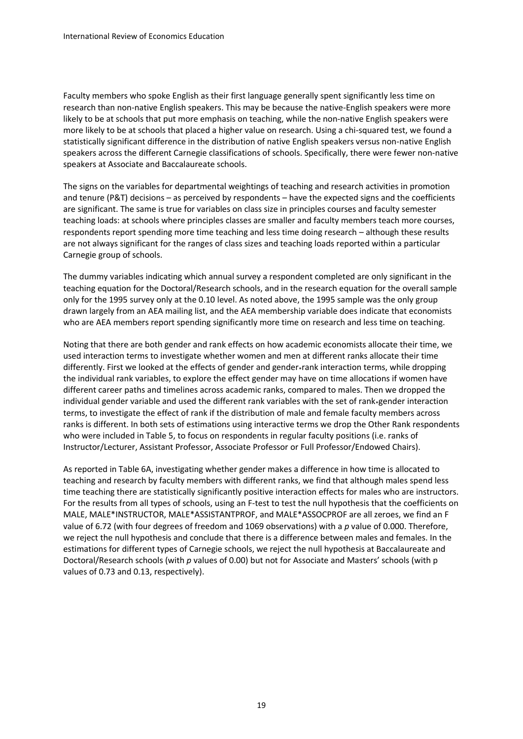Faculty members who spoke English as their first language generally spent significantly less time on research than non-native English speakers. This may be because the native-English speakers were more likely to be at schools that put more emphasis on teaching, while the non-native English speakers were more likely to be at schools that placed a higher value on research. Using a chi-squared test, we found a statistically significant difference in the distribution of native English speakers versus non-native English speakers across the different Carnegie classifications of schools. Specifically, there were fewer non-native speakers at Associate and Baccalaureate schools.

The signs on the variables for departmental weightings of teaching and research activities in promotion and tenure (P&T) decisions – as perceived by respondents – have the expected signs and the coefficients are significant. The same is true for variables on class size in principles courses and faculty semester teaching loads: at schools where principles classes are smaller and faculty members teach more courses, respondents report spending more time teaching and less time doing research – although these results are not always significant for the ranges of class sizes and teaching loads reported within a particular Carnegie group of schools.

The dummy variables indicating which annual survey a respondent completed are only significant in the teaching equation for the Doctoral/Research schools, and in the research equation for the overall sample only for the 1995 survey only at the 0.10 level. As noted above, the 1995 sample was the only group drawn largely from an AEA mailing list, and the AEA membership variable does indicate that economists who are AEA members report spending significantly more time on research and less time on teaching.

Noting that there are both gender and rank effects on how academic economists allocate their time, we used interaction terms to investigate whether women and men at different ranks allocate their time differently. First we looked at the effects of gender and gender*rank interaction terms, while dropping the individual rank variables, to explore the effect gender may have on time allocations if women have different career paths and timelines across academic ranks, compared to males. Then we dropped the individual gender variable and used the different rank variables with the set of rank*gender interaction terms, to investigate the effect of rank if the distribution of male and female faculty members across ranks is different. In both sets of estimations using interactive terms we drop the Other Rank respondents who were included in Table 5, to focus on respondents in regular faculty positions (i.e. ranks of Instructor/Lecturer, Assistant Professor, Associate Professor or Full Professor/Endowed Chairs).

As reported in Table 6A, investigating whether gender makes a difference in how time is allocated to teaching and research by faculty members with different ranks, we find that although males spend less time teaching there are statistically significantly positive interaction effects for males who are instructors. For the results from all types of schools, using an F-test to test the null hypothesis that the coefficients on MALE, MALE*INSTRUCTOR, MALE*ASSISTANTPROF, and MALE*ASSOCPROF are all zeroes, we find an F value of 6.72 (with four degrees of freedom and 1069 observations) with a *p* value of 0.000. Therefore, we reject the null hypothesis and conclude that there is a difference between males and females. In the estimations for different types of Carnegie schools, we reject the null hypothesis at Baccalaureate and Doctoral/Research schools (with *p* values of 0.00) but not for Associate and Masters' schools (with p values of 0.73 and 0.13, respectively).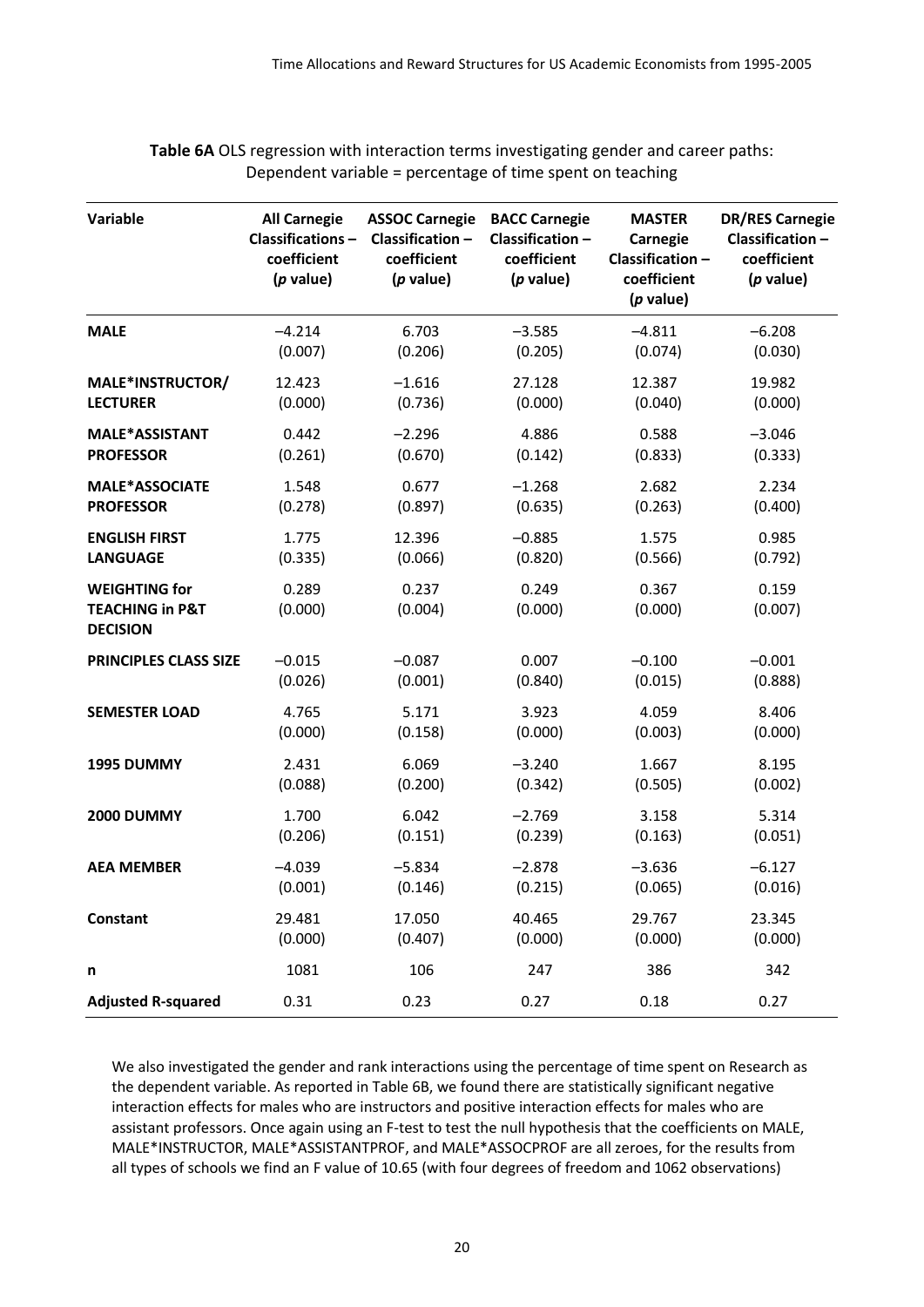**Table 6A** OLS regression with interaction terms investigating gender and career paths: Dependent variable = percentage of time spent on teaching

| Variable | All Carnegie Classifications – coefficient (*p* value) | ASSOC Carnegie Classification – coefficient (*p* value) | BACC Carnegie Classification – coefficient (*p* value) | MASTER Carnegie Classification – coefficient (*p* value) | DR/RES Carnegie Classification – coefficient (*p* value) |
|---|---|---|---|---|---|
| **MALE** | –4.214<br>(0.007) | 6.703<br>(0.206) | –3.585<br>(0.205) | –4.811<br>(0.074) | –6.208<br>(0.030) |
| **MALE\*INSTRUCTOR/ LECTURER** | 12.423<br>(0.000) | –1.616<br>(0.736) | 27.128<br>(0.000) | 12.387<br>(0.040) | 19.982<br>(0.000) |
| **MALE\*ASSISTANT PROFESSOR** | 0.442<br>(0.261) | –2.296<br>(0.670) | 4.886<br>(0.142) | 0.588<br>(0.833) | –3.046<br>(0.333) |
| **MALE\*ASSOCIATE PROFESSOR** | 1.548<br>(0.278) | 0.677<br>(0.897) | –1.268<br>(0.635) | 2.682<br>(0.263) | 2.234<br>(0.400) |
| **ENGLISH FIRST LANGUAGE** | 1.775<br>(0.335) | 12.396<br>(0.066) | –0.885<br>(0.820) | 1.575<br>(0.566) | 0.985<br>(0.792) |
| **WEIGHTING for TEACHING in P&T DECISION** | 0.289<br>(0.000) | 0.237<br>(0.004) | 0.249<br>(0.000) | 0.367<br>(0.000) | 0.159<br>(0.007) |
| **PRINCIPLES CLASS SIZE** | –0.015<br>(0.026) | –0.087<br>(0.001) | 0.007<br>(0.840) | –0.100<br>(0.015) | –0.001<br>(0.888) |
| **SEMESTER LOAD** | 4.765<br>(0.000) | 5.171<br>(0.158) | 3.923<br>(0.000) | 4.059<br>(0.003) | 8.406<br>(0.000) |
| **1995 DUMMY** | 2.431<br>(0.088) | 6.069<br>(0.200) | –3.240<br>(0.342) | 1.667<br>(0.505) | 8.195<br>(0.002) |
| **2000 DUMMY** | 1.700<br>(0.206) | 6.042<br>(0.151) | –2.769<br>(0.239) | 3.158<br>(0.163) | 5.314<br>(0.051) |
| **AEA MEMBER** | –4.039<br>(0.001) | –5.834<br>(0.146) | –2.878<br>(0.215) | –3.636<br>(0.065) | –6.127<br>(0.016) |
| **Constant** | 29.481<br>(0.000) | 17.050<br>(0.407) | 40.465<br>(0.000) | 29.767<br>(0.000) | 23.345<br>(0.000) |
| **n** | 1081 | 106 | 247 | 386 | 342 |
| **Adjusted R-squared** | 0.31 | 0.23 | 0.27 | 0.18 | 0.27 |

We also investigated the gender and rank interactions using the percentage of time spent on Research as the dependent variable. As reported in Table 6B, we found there are statistically significant negative interaction effects for males who are instructors and positive interaction effects for males who are assistant professors. Once again using an F-test to test the null hypothesis that the coefficients on MALE, MALE*INSTRUCTOR, MALE*ASSISTANTPROF, and MALE*ASSOCPROF are all zeroes, for the results from all types of schools we find an F value of 10.65 (with four degrees of freedom and 1062 observations)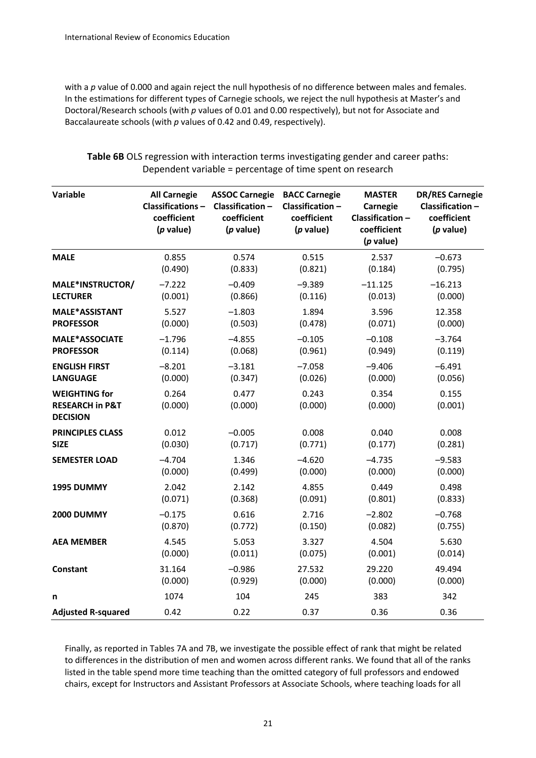with a *p* value of 0.000 and again reject the null hypothesis of no difference between males and females. In the estimations for different types of Carnegie schools, we reject the null hypothesis at Master's and Doctoral/Research schools (with *p* values of 0.01 and 0.00 respectively), but not for Associate and Baccalaureate schools (with *p* values of 0.42 and 0.49, respectively).

**Table 6B** OLS regression with interaction terms investigating gender and career paths: Dependent variable = percentage of time spent on research

| Variable | All Carnegie Classifications – coefficient (*p* value) | ASSOC Carnegie Classification – coefficient (*p* value) | BACC Carnegie Classification – coefficient (*p* value) | MASTER Carnegie Classification – coefficient (*p* value) | DR/RES Carnegie Classification – coefficient (*p* value) |
|---|---|---|---|---|---|
| **MALE** | 0.855 (0.490) | 0.574 (0.833) | 0.515 (0.821) | 2.537 (0.184) | −0.673 (0.795) |
| **MALE*INSTRUCTOR/ LECTURER** | −7.222 (0.001) | −0.409 (0.866) | −9.389 (0.116) | −11.125 (0.013) | −16.213 (0.000) |
| **MALE*ASSISTANT PROFESSOR** | 5.527 (0.000) | −1.803 (0.503) | 1.894 (0.478) | 3.596 (0.071) | 12.358 (0.000) |
| **MALE*ASSOCIATE PROFESSOR** | −1.796 (0.114) | −4.855 (0.068) | −0.105 (0.961) | −0.108 (0.949) | −3.764 (0.119) |
| **ENGLISH FIRST LANGUAGE** | −8.201 (0.000) | −3.181 (0.347) | −7.058 (0.026) | −9.406 (0.000) | −6.491 (0.056) |
| **WEIGHTING for RESEARCH in P&T DECISION** | 0.264 (0.000) | 0.477 (0.000) | 0.243 (0.000) | 0.354 (0.000) | 0.155 (0.001) |
| **PRINCIPLES CLASS SIZE** | 0.012 (0.030) | −0.005 (0.717) | 0.008 (0.771) | 0.040 (0.177) | 0.008 (0.281) |
| **SEMESTER LOAD** | −4.704 (0.000) | 1.346 (0.499) | −4.620 (0.000) | −4.735 (0.000) | −9.583 (0.000) |
| **1995 DUMMY** | 2.042 (0.071) | 2.142 (0.368) | 4.855 (0.091) | 0.449 (0.801) | 0.498 (0.833) |
| **2000 DUMMY** | −0.175 (0.870) | 0.616 (0.772) | 2.716 (0.150) | −2.802 (0.082) | −0.768 (0.755) |
| **AEA MEMBER** | 4.545 (0.000) | 5.053 (0.011) | 3.327 (0.075) | 4.504 (0.001) | 5.630 (0.014) |
| **Constant** | 31.164 (0.000) | −0.986 (0.929) | 27.532 (0.000) | 29.220 (0.000) | 49.494 (0.000) |
| **n** | 1074 | 104 | 245 | 383 | 342 |
| **Adjusted R-squared** | 0.42 | 0.22 | 0.37 | 0.36 | 0.36 |

Finally, as reported in Tables 7A and 7B, we investigate the possible effect of rank that might be related to differences in the distribution of men and women across different ranks. We found that all of the ranks listed in the table spend more time teaching than the omitted category of full professors and endowed chairs, except for Instructors and Assistant Professors at Associate Schools, where teaching loads for all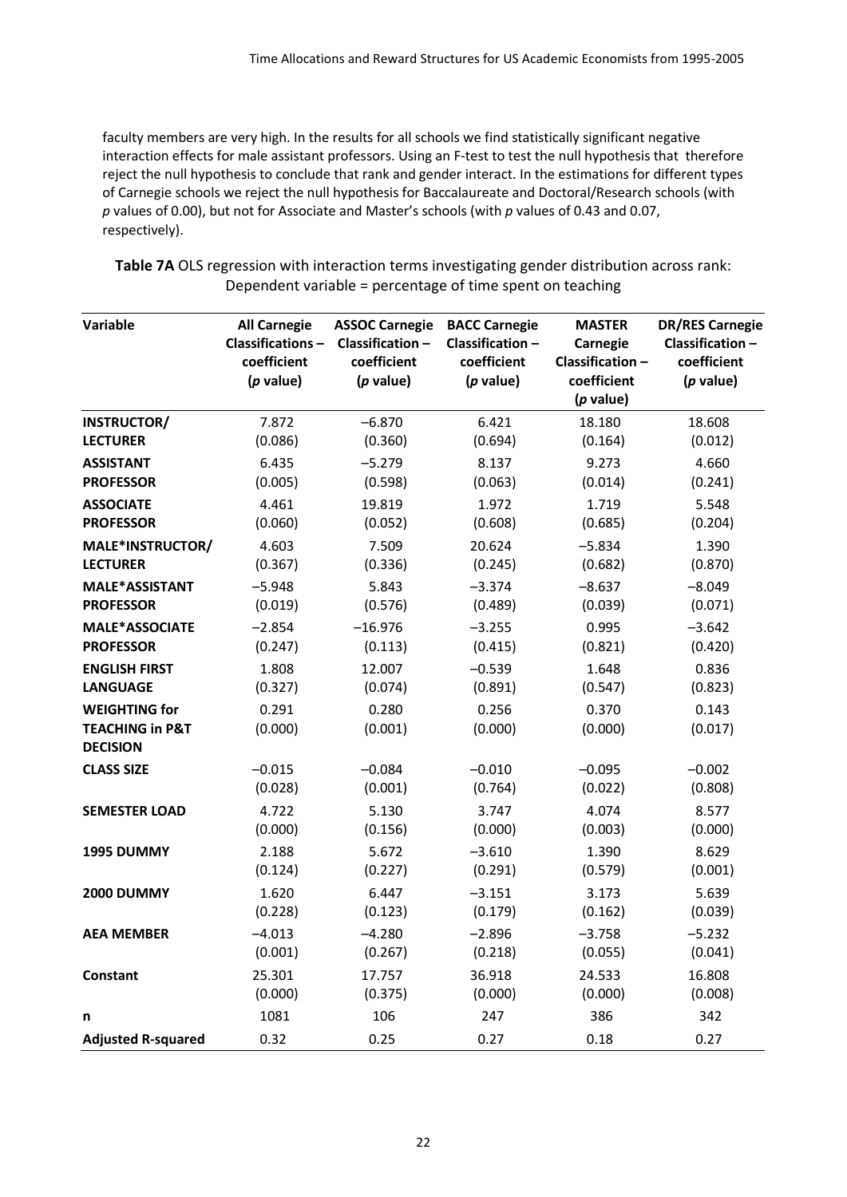faculty members are very high. In the results for all schools we find statistically significant negative interaction effects for male assistant professors. Using an F-test to test the null hypothesis that therefore reject the null hypothesis to conclude that rank and gender interact. In the estimations for different types of Carnegie schools we reject the null hypothesis for Baccalaureate and Doctoral/Research schools (with *p* values of 0.00), but not for Associate and Master's schools (with *p* values of 0.43 and 0.07, respectively).

**Table 7A** OLS regression with interaction terms investigating gender distribution across rank: Dependent variable = percentage of time spent on teaching

| Variable | All Carnegie Classifications – coefficient (*p* value) | ASSOC Carnegie Classification – coefficient (*p* value) | BACC Carnegie Classification – coefficient (*p* value) | MASTER Carnegie Classification – coefficient (*p* value) | DR/RES Carnegie Classification – coefficient (*p* value) |
|---|---|---|---|---|---|
| **INSTRUCTOR/ LECTURER** | 7.872 (0.086) | −6.870 (0.360) | 6.421 (0.694) | 18.180 (0.164) | 18.608 (0.012) |
| **ASSISTANT PROFESSOR** | 6.435 (0.005) | −5.279 (0.598) | 8.137 (0.063) | 9.273 (0.014) | 4.660 (0.241) |
| **ASSOCIATE PROFESSOR** | 4.461 (0.060) | 19.819 (0.052) | 1.972 (0.608) | 1.719 (0.685) | 5.548 (0.204) |
| **MALE*INSTRUCTOR/ LECTURER** | 4.603 (0.367) | 7.509 (0.336) | 20.624 (0.245) | −5.834 (0.682) | 1.390 (0.870) |
| **MALE*ASSISTANT PROFESSOR** | −5.948 (0.019) | 5.843 (0.576) | −3.374 (0.489) | −8.637 (0.039) | −8.049 (0.071) |
| **MALE*ASSOCIATE PROFESSOR** | −2.854 (0.247) | −16.976 (0.113) | −3.255 (0.415) | 0.995 (0.821) | −3.642 (0.420) |
| **ENGLISH FIRST LANGUAGE** | 1.808 (0.327) | 12.007 (0.074) | −0.539 (0.891) | 1.648 (0.547) | 0.836 (0.823) |
| **WEIGHTING for TEACHING in P&T DECISION** | 0.291 (0.000) | 0.280 (0.001) | 0.256 (0.000) | 0.370 (0.000) | 0.143 (0.017) |
| **CLASS SIZE** | −0.015 (0.028) | −0.084 (0.001) | −0.010 (0.764) | −0.095 (0.022) | −0.002 (0.808) |
| **SEMESTER LOAD** | 4.722 (0.000) | 5.130 (0.156) | 3.747 (0.000) | 4.074 (0.003) | 8.577 (0.000) |
| **1995 DUMMY** | 2.188 (0.124) | 5.672 (0.227) | −3.610 (0.291) | 1.390 (0.579) | 8.629 (0.001) |
| **2000 DUMMY** | 1.620 (0.228) | 6.447 (0.123) | −3.151 (0.179) | 3.173 (0.162) | 5.639 (0.039) |
| **AEA MEMBER** | −4.013 (0.001) | −4.280 (0.267) | −2.896 (0.218) | −3.758 (0.055) | −5.232 (0.041) |
| **Constant** | 25.301 (0.000) | 17.757 (0.375) | 36.918 (0.000) | 24.533 (0.000) | 16.808 (0.008) |
| **n** | 1081 | 106 | 247 | 386 | 342 |
| **Adjusted R-squared** | 0.32 | 0.25 | 0.27 | 0.18 | 0.27 |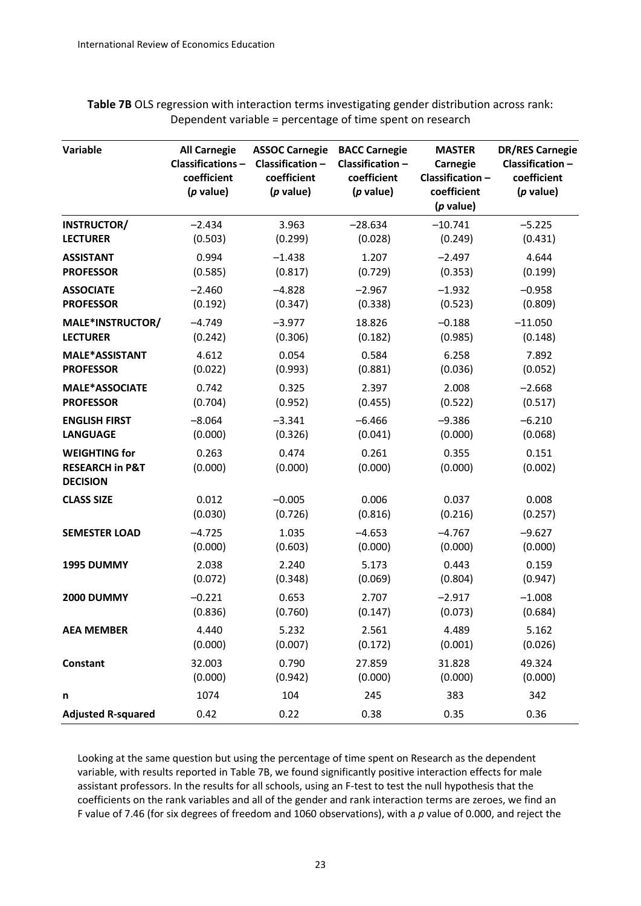**Table 7B** OLS regression with interaction terms investigating gender distribution across rank: Dependent variable = percentage of time spent on research

| Variable | All Carnegie Classifications – coefficient (*p* value) | ASSOC Carnegie Classification – coefficient (*p* value) | BACC Carnegie Classification – coefficient (*p* value) | MASTER Carnegie Classification – coefficient (*p* value) | DR/RES Carnegie Classification – coefficient (*p* value) |
|---|---|---|---|---|---|
| **INSTRUCTOR/ LECTURER** | −2.434 (0.503) | 3.963 (0.299) | −28.634 (0.028) | −10.741 (0.249) | −5.225 (0.431) |
| **ASSISTANT PROFESSOR** | 0.994 (0.585) | −1.438 (0.817) | 1.207 (0.729) | −2.497 (0.353) | 4.644 (0.199) |
| **ASSOCIATE PROFESSOR** | −2.460 (0.192) | −4.828 (0.347) | −2.967 (0.338) | −1.932 (0.523) | −0.958 (0.809) |
| **MALE\*INSTRUCTOR/ LECTURER** | −4.749 (0.242) | −3.977 (0.306) | 18.826 (0.182) | −0.188 (0.985) | −11.050 (0.148) |
| **MALE\*ASSISTANT PROFESSOR** | 4.612 (0.022) | 0.054 (0.993) | 0.584 (0.881) | 6.258 (0.036) | 7.892 (0.052) |
| **MALE\*ASSOCIATE PROFESSOR** | 0.742 (0.704) | 0.325 (0.952) | 2.397 (0.455) | 2.008 (0.522) | −2.668 (0.517) |
| **ENGLISH FIRST LANGUAGE** | −8.064 (0.000) | −3.341 (0.326) | −6.466 (0.041) | −9.386 (0.000) | −6.210 (0.068) |
| **WEIGHTING for RESEARCH in P&T DECISION** | 0.263 (0.000) | 0.474 (0.000) | 0.261 (0.000) | 0.355 (0.000) | 0.151 (0.002) |
| **CLASS SIZE** | 0.012 (0.030) | −0.005 (0.726) | 0.006 (0.816) | 0.037 (0.216) | 0.008 (0.257) |
| **SEMESTER LOAD** | −4.725 (0.000) | 1.035 (0.603) | −4.653 (0.000) | −4.767 (0.000) | −9.627 (0.000) |
| **1995 DUMMY** | 2.038 (0.072) | 2.240 (0.348) | 5.173 (0.069) | 0.443 (0.804) | 0.159 (0.947) |
| **2000 DUMMY** | −0.221 (0.836) | 0.653 (0.760) | 2.707 (0.147) | −2.917 (0.073) | −1.008 (0.684) |
| **AEA MEMBER** | 4.440 (0.000) | 5.232 (0.007) | 2.561 (0.172) | 4.489 (0.001) | 5.162 (0.026) |
| **Constant** | 32.003 (0.000) | 0.790 (0.942) | 27.859 (0.000) | 31.828 (0.000) | 49.324 (0.000) |
| **n** | 1074 | 104 | 245 | 383 | 342 |
| **Adjusted R-squared** | 0.42 | 0.22 | 0.38 | 0.35 | 0.36 |

Looking at the same question but using the percentage of time spent on Research as the dependent variable, with results reported in Table 7B, we found significantly positive interaction effects for male assistant professors. In the results for all schools, using an F-test to test the null hypothesis that the coefficients on the rank variables and all of the gender and rank interaction terms are zeroes, we find an F value of 7.46 (for six degrees of freedom and 1060 observations), with a *p* value of 0.000, and reject the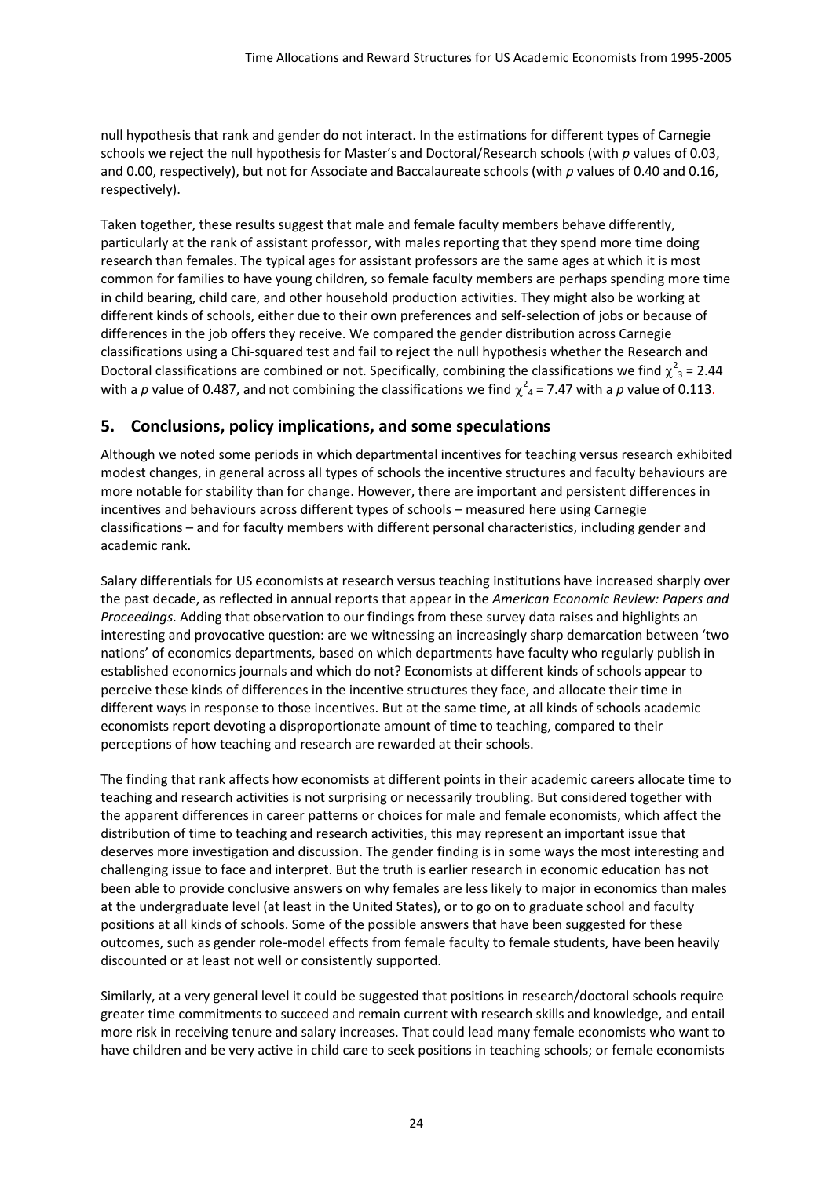null hypothesis that rank and gender do not interact. In the estimations for different types of Carnegie schools we reject the null hypothesis for Master's and Doctoral/Research schools (with *p* values of 0.03, and 0.00, respectively), but not for Associate and Baccalaureate schools (with *p* values of 0.40 and 0.16, respectively).

Taken together, these results suggest that male and female faculty members behave differently, particularly at the rank of assistant professor, with males reporting that they spend more time doing research than females. The typical ages for assistant professors are the same ages at which it is most common for families to have young children, so female faculty members are perhaps spending more time in child bearing, child care, and other household production activities. They might also be working at different kinds of schools, either due to their own preferences and self-selection of jobs or because of differences in the job offers they receive. We compared the gender distribution across Carnegie classifications using a Chi-squared test and fail to reject the null hypothesis whether the Research and Doctoral classifications are combined or not. Specifically, combining the classifications we find $\chi^2_3 = 2.44$ with a *p* value of 0.487, and not combining the classifications we find $\chi^2_4 = 7.47$ with a *p* value of 0.113.

## 5. Conclusions, policy implications, and some speculations

Although we noted some periods in which departmental incentives for teaching versus research exhibited modest changes, in general across all types of schools the incentive structures and faculty behaviours are more notable for stability than for change. However, there are important and persistent differences in incentives and behaviours across different types of schools – measured here using Carnegie classifications – and for faculty members with different personal characteristics, including gender and academic rank.

Salary differentials for US economists at research versus teaching institutions have increased sharply over the past decade, as reflected in annual reports that appear in the *American Economic Review: Papers and Proceedings*. Adding that observation to our findings from these survey data raises and highlights an interesting and provocative question: are we witnessing an increasingly sharp demarcation between 'two nations' of economics departments, based on which departments have faculty who regularly publish in established economics journals and which do not? Economists at different kinds of schools appear to perceive these kinds of differences in the incentive structures they face, and allocate their time in different ways in response to those incentives. But at the same time, at all kinds of schools academic economists report devoting a disproportionate amount of time to teaching, compared to their perceptions of how teaching and research are rewarded at their schools.

The finding that rank affects how economists at different points in their academic careers allocate time to teaching and research activities is not surprising or necessarily troubling. But considered together with the apparent differences in career patterns or choices for male and female economists, which affect the distribution of time to teaching and research activities, this may represent an important issue that deserves more investigation and discussion. The gender finding is in some ways the most interesting and challenging issue to face and interpret. But the truth is earlier research in economic education has not been able to provide conclusive answers on why females are less likely to major in economics than males at the undergraduate level (at least in the United States), or to go on to graduate school and faculty positions at all kinds of schools. Some of the possible answers that have been suggested for these outcomes, such as gender role-model effects from female faculty to female students, have been heavily discounted or at least not well or consistently supported.

Similarly, at a very general level it could be suggested that positions in research/doctoral schools require greater time commitments to succeed and remain current with research skills and knowledge, and entail more risk in receiving tenure and salary increases. That could lead many female economists who want to have children and be very active in child care to seek positions in teaching schools; or female economists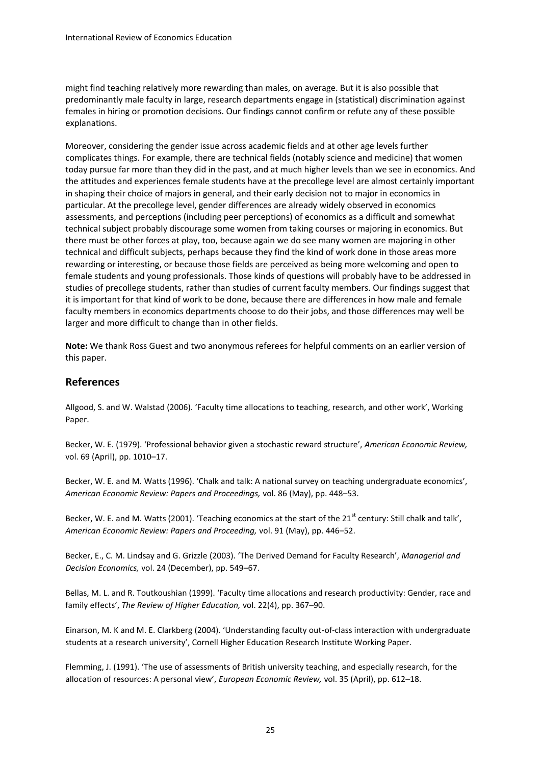might find teaching relatively more rewarding than males, on average. But it is also possible that predominantly male faculty in large, research departments engage in (statistical) discrimination against females in hiring or promotion decisions. Our findings cannot confirm or refute any of these possible explanations.

Moreover, considering the gender issue across academic fields and at other age levels further complicates things. For example, there are technical fields (notably science and medicine) that women today pursue far more than they did in the past, and at much higher levels than we see in economics. And the attitudes and experiences female students have at the precollege level are almost certainly important in shaping their choice of majors in general, and their early decision not to major in economics in particular. At the precollege level, gender differences are already widely observed in economics assessments, and perceptions (including peer perceptions) of economics as a difficult and somewhat technical subject probably discourage some women from taking courses or majoring in economics. But there must be other forces at play, too, because again we do see many women are majoring in other technical and difficult subjects, perhaps because they find the kind of work done in those areas more rewarding or interesting, or because those fields are perceived as being more welcoming and open to female students and young professionals. Those kinds of questions will probably have to be addressed in studies of precollege students, rather than studies of current faculty members. Our findings suggest that it is important for that kind of work to be done, because there are differences in how male and female faculty members in economics departments choose to do their jobs, and those differences may well be larger and more difficult to change than in other fields.

**Note:** We thank Ross Guest and two anonymous referees for helpful comments on an earlier version of this paper.

## References

Allgood, S. and W. Walstad (2006). 'Faculty time allocations to teaching, research, and other work', Working Paper.

Becker, W. E. (1979). 'Professional behavior given a stochastic reward structure', *American Economic Review,* vol. 69 (April), pp. 1010–17.

Becker, W. E. and M. Watts (1996). 'Chalk and talk: A national survey on teaching undergraduate economics', *American Economic Review: Papers and Proceedings,* vol. 86 (May), pp. 448–53.

Becker, W. E. and M. Watts (2001). 'Teaching economics at the start of the 21st century: Still chalk and talk', *American Economic Review: Papers and Proceeding,* vol. 91 (May), pp. 446–52.

Becker, E., C. M. Lindsay and G. Grizzle (2003). 'The Derived Demand for Faculty Research', *Managerial and Decision Economics,* vol. 24 (December), pp. 549–67.

Bellas, M. L. and R. Toutkoushian (1999). 'Faculty time allocations and research productivity: Gender, race and family effects', *The Review of Higher Education,* vol. 22(4), pp. 367–90.

Einarson, M. K and M. E. Clarkberg (2004). 'Understanding faculty out-of-class interaction with undergraduate students at a research university', Cornell Higher Education Research Institute Working Paper.

Flemming, J. (1991). 'The use of assessments of British university teaching, and especially research, for the allocation of resources: A personal view', *European Economic Review,* vol. 35 (April), pp. 612–18.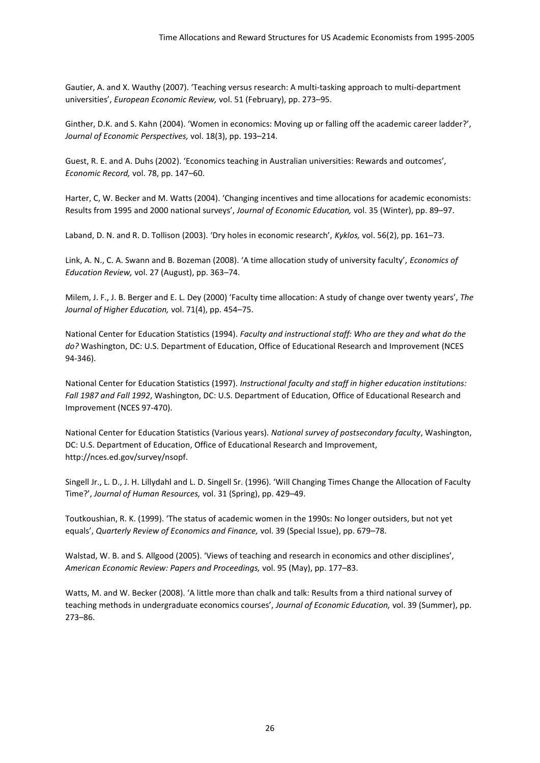Gautier, A. and X. Wauthy (2007). 'Teaching versus research: A multi-tasking approach to multi-department universities', *European Economic Review,* vol. 51 (February), pp. 273–95.

Ginther, D.K. and S. Kahn (2004). 'Women in economics: Moving up or falling off the academic career ladder?', *Journal of Economic Perspectives,* vol. 18(3), pp. 193–214.

Guest, R. E. and A. Duhs (2002). 'Economics teaching in Australian universities: Rewards and outcomes', *Economic Record,* vol. 78, pp. 147–60.

Harter, C, W. Becker and M. Watts (2004). 'Changing incentives and time allocations for academic economists: Results from 1995 and 2000 national surveys', *Journal of Economic Education,* vol. 35 (Winter), pp. 89–97.

Laband, D. N. and R. D. Tollison (2003). 'Dry holes in economic research', *Kyklos,* vol. 56(2), pp. 161–73.

Link, A. N., C. A. Swann and B. Bozeman (2008). 'A time allocation study of university faculty', *Economics of Education Review,* vol. 27 (August), pp. 363–74.

Milem, J. F., J. B. Berger and E. L. Dey (2000) 'Faculty time allocation: A study of change over twenty years', *The Journal of Higher Education,* vol. 71(4), pp. 454–75.

National Center for Education Statistics (1994). *Faculty and instructional staff: Who are they and what do the do?* Washington, DC: U.S. Department of Education, Office of Educational Research and Improvement (NCES 94-346).

National Center for Education Statistics (1997). *Instructional faculty and staff in higher education institutions: Fall 1987 and Fall 1992*, Washington, DC: U.S. Department of Education, Office of Educational Research and Improvement (NCES 97-470).

National Center for Education Statistics (Various years). *National survey of postsecondary faculty*, Washington, DC: U.S. Department of Education, Office of Educational Research and Improvement, http://nces.ed.gov/survey/nsopf.

Singell Jr., L. D., J. H. Lillydahl and L. D. Singell Sr. (1996). 'Will Changing Times Change the Allocation of Faculty Time?', *Journal of Human Resources,* vol. 31 (Spring), pp. 429–49.

Toutkoushian, R. K. (1999). 'The status of academic women in the 1990s: No longer outsiders, but not yet equals', *Quarterly Review of Economics and Finance,* vol. 39 (Special Issue), pp. 679–78.

Walstad, W. B. and S. Allgood (2005). 'Views of teaching and research in economics and other disciplines', *American Economic Review: Papers and Proceedings,* vol. 95 (May), pp. 177–83.

Watts, M. and W. Becker (2008). 'A little more than chalk and talk: Results from a third national survey of teaching methods in undergraduate economics courses', *Journal of Economic Education,* vol. 39 (Summer), pp. 273–86.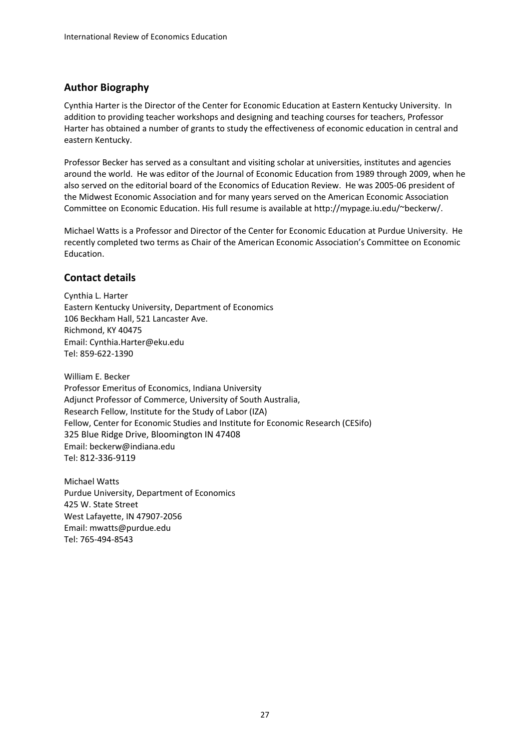## Author Biography

Cynthia Harter is the Director of the Center for Economic Education at Eastern Kentucky University. In addition to providing teacher workshops and designing and teaching courses for teachers, Professor Harter has obtained a number of grants to study the effectiveness of economic education in central and eastern Kentucky.

Professor Becker has served as a consultant and visiting scholar at universities, institutes and agencies around the world. He was editor of the Journal of Economic Education from 1989 through 2009, when he also served on the editorial board of the Economics of Education Review. He was 2005-06 president of the Midwest Economic Association and for many years served on the American Economic Association Committee on Economic Education. His full resume is available at http://mypage.iu.edu/~beckerw/.

Michael Watts is a Professor and Director of the Center for Economic Education at Purdue University. He recently completed two terms as Chair of the American Economic Association's Committee on Economic Education.

## Contact details

Cynthia L. Harter
Eastern Kentucky University, Department of Economics
106 Beckham Hall, 521 Lancaster Ave.
Richmond, KY 40475
Email: Cynthia.Harter@eku.edu
Tel: 859-622-1390

William E. Becker
Professor Emeritus of Economics, Indiana University
Adjunct Professor of Commerce, University of South Australia,
Research Fellow, Institute for the Study of Labor (IZA)
Fellow, Center for Economic Studies and Institute for Economic Research (CESifo)
325 Blue Ridge Drive, Bloomington IN 47408
Email: beckerw@indiana.edu
Tel: 812-336-9119

Michael Watts
Purdue University, Department of Economics
425 W. State Street
West Lafayette, IN 47907-2056
Email: mwatts@purdue.edu
Tel: 765-494-8543